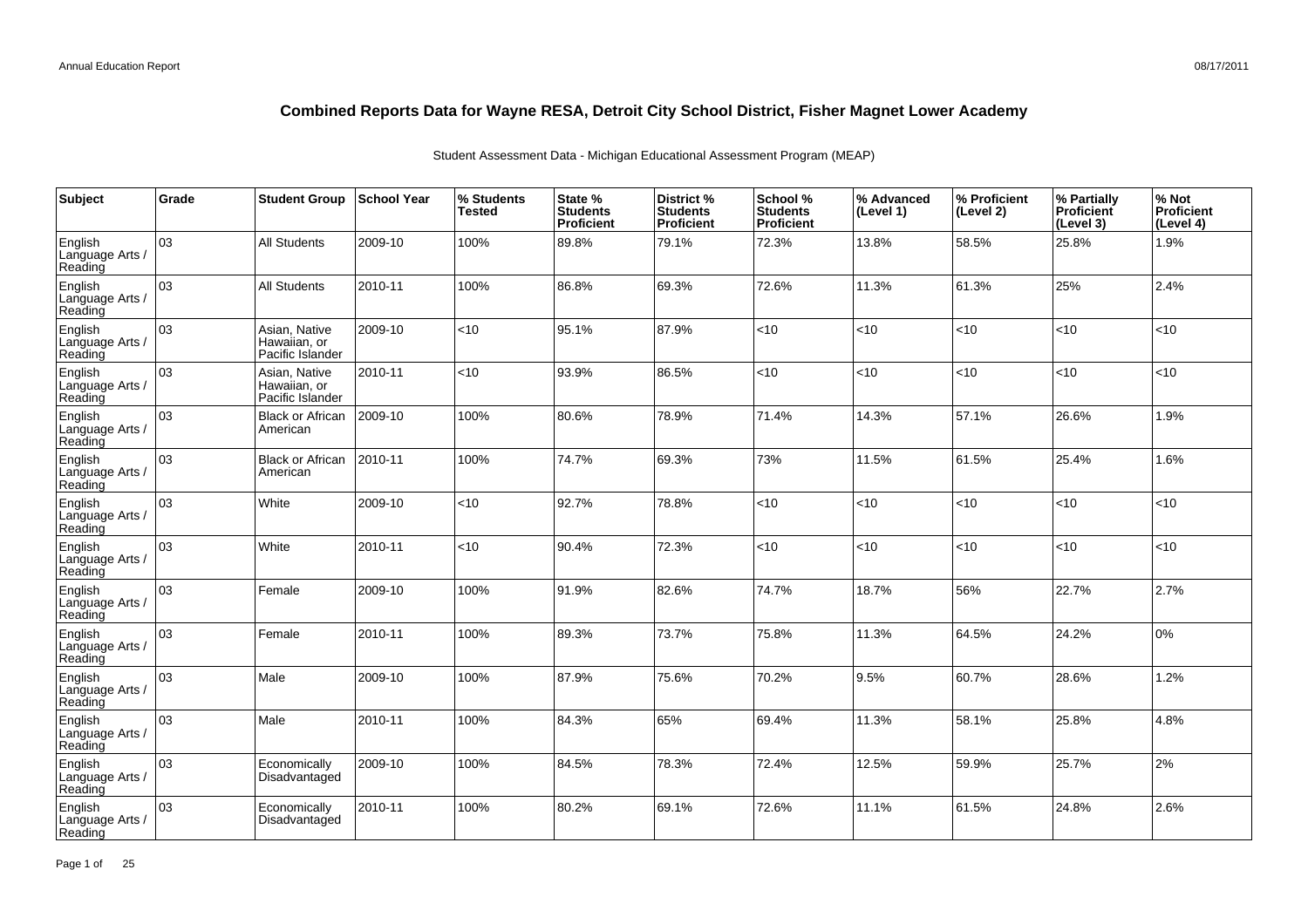# Combined Reports Data for Wayne RESA, Detroit City School District, Fisher Magnet Lower Academy

Student Assessment Data - Michigan Educational Assessment Program (MEAP)

| Subject | Grade | Student Group | School Year | % Students Tested | State % Students Proficient | District % Students Proficient | School % Students Proficient | % Advanced (Level 1) | % Proficient (Level 2) | % Partially Proficient (Level 3) | % Not Proficient (Level 4) |
|---|---|---|---|---|---|---|---|---|---|---|---|
| English Language Arts / Reading | 03 | All Students | 2009-10 | 100% | 89.8% | 79.1% | 72.3% | 13.8% | 58.5% | 25.8% | 1.9% |
| English Language Arts / Reading | 03 | All Students | 2010-11 | 100% | 86.8% | 69.3% | 72.6% | 11.3% | 61.3% | 25% | 2.4% |
| English Language Arts / Reading | 03 | Asian, Native Hawaiian, or Pacific Islander | 2009-10 | <10 | 95.1% | 87.9% | <10 | <10 | <10 | <10 | <10 |
| English Language Arts / Reading | 03 | Asian, Native Hawaiian, or Pacific Islander | 2010-11 | <10 | 93.9% | 86.5% | <10 | <10 | <10 | <10 | <10 |
| English Language Arts / Reading | 03 | Black or African American | 2009-10 | 100% | 80.6% | 78.9% | 71.4% | 14.3% | 57.1% | 26.6% | 1.9% |
| English Language Arts / Reading | 03 | Black or African American | 2010-11 | 100% | 74.7% | 69.3% | 73% | 11.5% | 61.5% | 25.4% | 1.6% |
| English Language Arts / Reading | 03 | White | 2009-10 | <10 | 92.7% | 78.8% | <10 | <10 | <10 | <10 | <10 |
| English Language Arts / Reading | 03 | White | 2010-11 | <10 | 90.4% | 72.3% | <10 | <10 | <10 | <10 | <10 |
| English Language Arts / Reading | 03 | Female | 2009-10 | 100% | 91.9% | 82.6% | 74.7% | 18.7% | 56% | 22.7% | 2.7% |
| English Language Arts / Reading | 03 | Female | 2010-11 | 100% | 89.3% | 73.7% | 75.8% | 11.3% | 64.5% | 24.2% | 0% |
| English Language Arts / Reading | 03 | Male | 2009-10 | 100% | 87.9% | 75.6% | 70.2% | 9.5% | 60.7% | 28.6% | 1.2% |
| English Language Arts / Reading | 03 | Male | 2010-11 | 100% | 84.3% | 65% | 69.4% | 11.3% | 58.1% | 25.8% | 4.8% |
| English Language Arts / Reading | 03 | Economically Disadvantaged | 2009-10 | 100% | 84.5% | 78.3% | 72.4% | 12.5% | 59.9% | 25.7% | 2% |
| English Language Arts / Reading | 03 | Economically Disadvantaged | 2010-11 | 100% | 80.2% | 69.1% | 72.6% | 11.1% | 61.5% | 24.8% | 2.6% |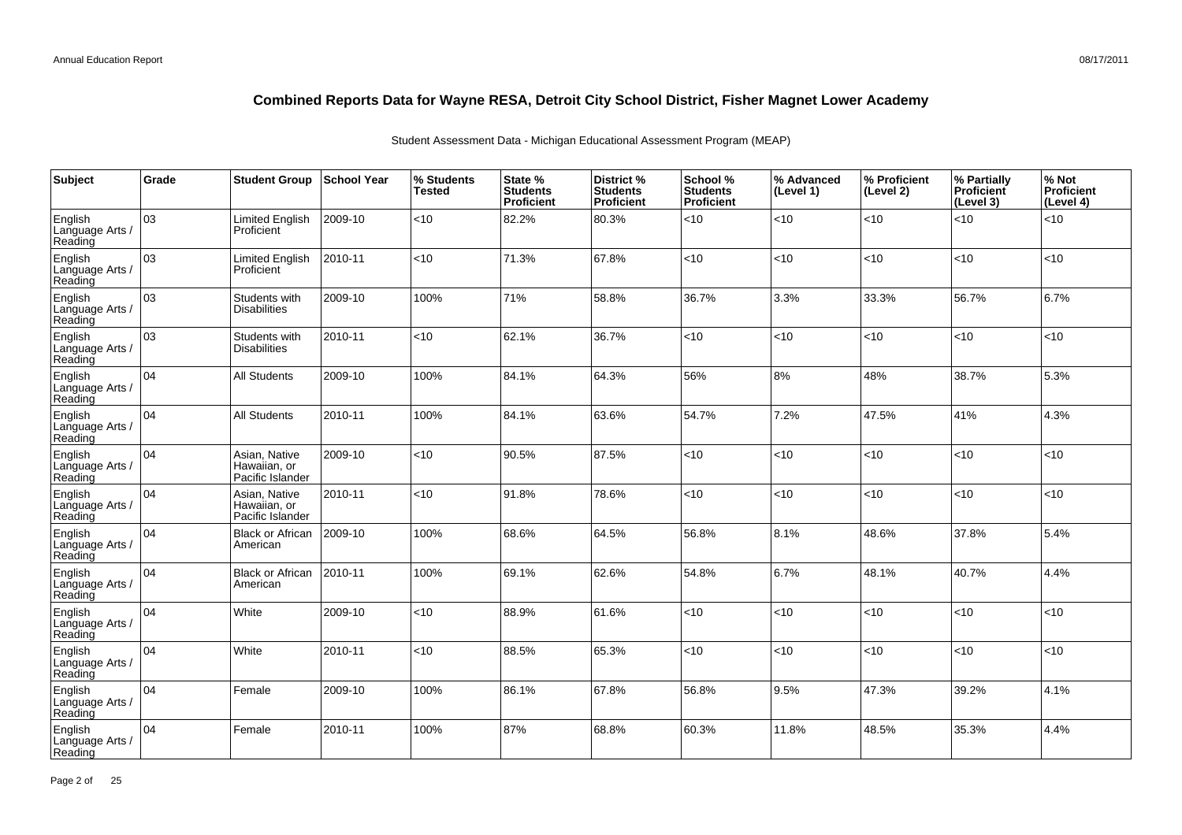# Combined Reports Data for Wayne RESA, Detroit City School District, Fisher Magnet Lower Academy

Student Assessment Data - Michigan Educational Assessment Program (MEAP)

| Subject | Grade | Student Group | School Year | % Students Tested | State % Students Proficient | District % Students Proficient | School % Students Proficient | % Advanced (Level 1) | % Proficient (Level 2) | % Partially Proficient (Level 3) | % Not Proficient (Level 4) |
|---|---|---|---|---|---|---|---|---|---|---|---|
| English Language Arts / Reading | 03 | Limited English Proficient | 2009-10 | <10 | 82.2% | 80.3% | <10 | <10 | <10 | <10 | <10 |
| English Language Arts / Reading | 03 | Limited English Proficient | 2010-11 | <10 | 71.3% | 67.8% | <10 | <10 | <10 | <10 | <10 |
| English Language Arts / Reading | 03 | Students with Disabilities | 2009-10 | 100% | 71% | 58.8% | 36.7% | 3.3% | 33.3% | 56.7% | 6.7% |
| English Language Arts / Reading | 03 | Students with Disabilities | 2010-11 | <10 | 62.1% | 36.7% | <10 | <10 | <10 | <10 | <10 |
| English Language Arts / Reading | 04 | All Students | 2009-10 | 100% | 84.1% | 64.3% | 56% | 8% | 48% | 38.7% | 5.3% |
| English Language Arts / Reading | 04 | All Students | 2010-11 | 100% | 84.1% | 63.6% | 54.7% | 7.2% | 47.5% | 41% | 4.3% |
| English Language Arts / Reading | 04 | Asian, Native Hawaiian, or Pacific Islander | 2009-10 | <10 | 90.5% | 87.5% | <10 | <10 | <10 | <10 | <10 |
| English Language Arts / Reading | 04 | Asian, Native Hawaiian, or Pacific Islander | 2010-11 | <10 | 91.8% | 78.6% | <10 | <10 | <10 | <10 | <10 |
| English Language Arts / Reading | 04 | Black or African American | 2009-10 | 100% | 68.6% | 64.5% | 56.8% | 8.1% | 48.6% | 37.8% | 5.4% |
| English Language Arts / Reading | 04 | Black or African American | 2010-11 | 100% | 69.1% | 62.6% | 54.8% | 6.7% | 48.1% | 40.7% | 4.4% |
| English Language Arts / Reading | 04 | White | 2009-10 | <10 | 88.9% | 61.6% | <10 | <10 | <10 | <10 | <10 |
| English Language Arts / Reading | 04 | White | 2010-11 | <10 | 88.5% | 65.3% | <10 | <10 | <10 | <10 | <10 |
| English Language Arts / Reading | 04 | Female | 2009-10 | 100% | 86.1% | 67.8% | 56.8% | 9.5% | 47.3% | 39.2% | 4.1% |
| English Language Arts / Reading | 04 | Female | 2010-11 | 100% | 87% | 68.8% | 60.3% | 11.8% | 48.5% | 35.3% | 4.4% |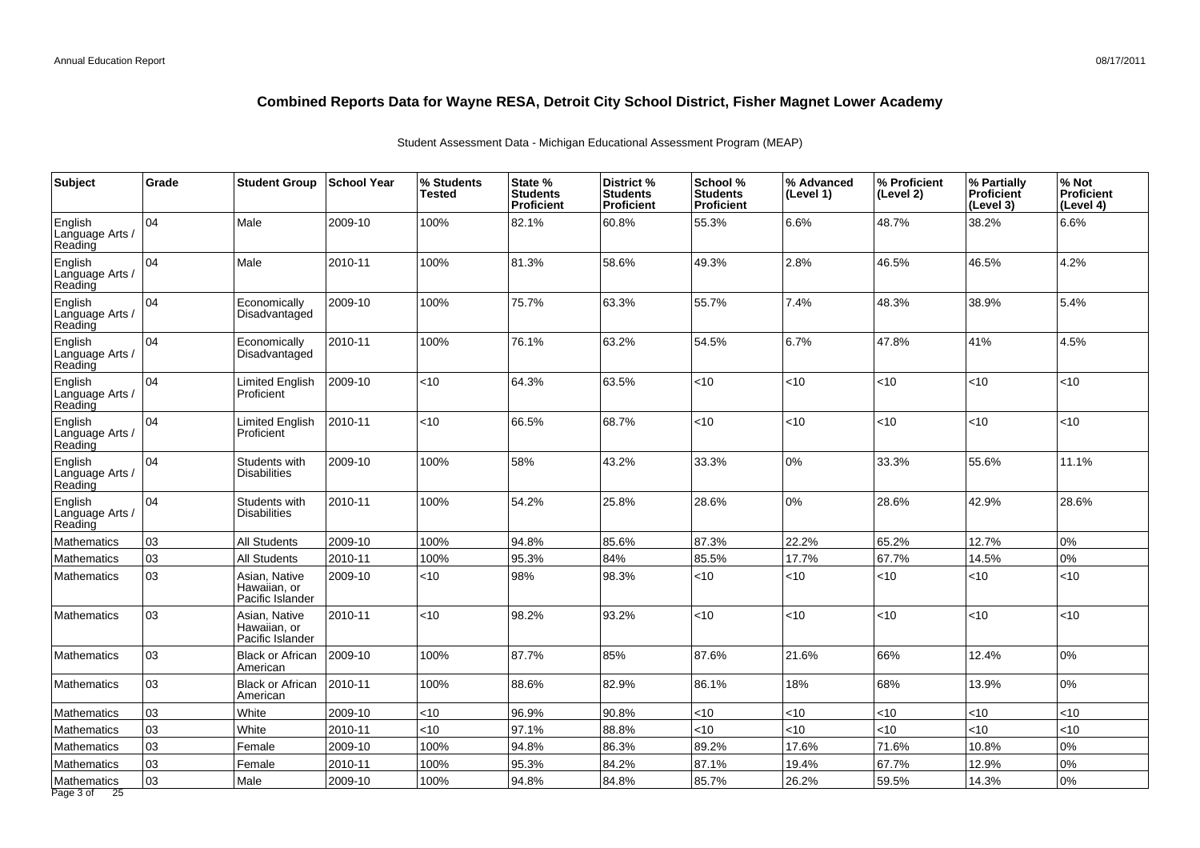# Combined Reports Data for Wayne RESA, Detroit City School District, Fisher Magnet Lower Academy

Student Assessment Data - Michigan Educational Assessment Program (MEAP)

| Subject | Grade | Student Group | School Year | % Students Tested | State % Students Proficient | District % Students Proficient | School % Students Proficient | % Advanced (Level 1) | % Proficient (Level 2) | % Partially Proficient (Level 3) | % Not Proficient (Level 4) |
|---|---|---|---|---|---|---|---|---|---|---|---|
| English Language Arts / Reading | 04 | Male | 2009-10 | 100% | 82.1% | 60.8% | 55.3% | 6.6% | 48.7% | 38.2% | 6.6% |
| English Language Arts / Reading | 04 | Male | 2010-11 | 100% | 81.3% | 58.6% | 49.3% | 2.8% | 46.5% | 46.5% | 4.2% |
| English Language Arts / Reading | 04 | Economically Disadvantaged | 2009-10 | 100% | 75.7% | 63.3% | 55.7% | 7.4% | 48.3% | 38.9% | 5.4% |
| English Language Arts / Reading | 04 | Economically Disadvantaged | 2010-11 | 100% | 76.1% | 63.2% | 54.5% | 6.7% | 47.8% | 41% | 4.5% |
| English Language Arts / Reading | 04 | Limited English Proficient | 2009-10 | <10 | 64.3% | 63.5% | <10 | <10 | <10 | <10 | <10 |
| English Language Arts / Reading | 04 | Limited English Proficient | 2010-11 | <10 | 66.5% | 68.7% | <10 | <10 | <10 | <10 | <10 |
| English Language Arts / Reading | 04 | Students with Disabilities | 2009-10 | 100% | 58% | 43.2% | 33.3% | 0% | 33.3% | 55.6% | 11.1% |
| English Language Arts / Reading | 04 | Students with Disabilities | 2010-11 | 100% | 54.2% | 25.8% | 28.6% | 0% | 28.6% | 42.9% | 28.6% |
| Mathematics | 03 | All Students | 2009-10 | 100% | 94.8% | 85.6% | 87.3% | 22.2% | 65.2% | 12.7% | 0% |
| Mathematics | 03 | All Students | 2010-11 | 100% | 95.3% | 84% | 85.5% | 17.7% | 67.7% | 14.5% | 0% |
| Mathematics | 03 | Asian, Native Hawaiian, or Pacific Islander | 2009-10 | <10 | 98% | 98.3% | <10 | <10 | <10 | <10 | <10 |
| Mathematics | 03 | Asian, Native Hawaiian, or Pacific Islander | 2010-11 | <10 | 98.2% | 93.2% | <10 | <10 | <10 | <10 | <10 |
| Mathematics | 03 | Black or African American | 2009-10 | 100% | 87.7% | 85% | 87.6% | 21.6% | 66% | 12.4% | 0% |
| Mathematics | 03 | Black or African American | 2010-11 | 100% | 88.6% | 82.9% | 86.1% | 18% | 68% | 13.9% | 0% |
| Mathematics | 03 | White | 2009-10 | <10 | 96.9% | 90.8% | <10 | <10 | <10 | <10 | <10 |
| Mathematics | 03 | White | 2010-11 | <10 | 97.1% | 88.8% | <10 | <10 | <10 | <10 | <10 |
| Mathematics | 03 | Female | 2009-10 | 100% | 94.8% | 86.3% | 89.2% | 17.6% | 71.6% | 10.8% | 0% |
| Mathematics | 03 | Female | 2010-11 | 100% | 95.3% | 84.2% | 87.1% | 19.4% | 67.7% | 12.9% | 0% |
| Mathematics | 03 | Male | 2009-10 | 100% | 94.8% | 84.8% | 85.7% | 26.2% | 59.5% | 14.3% | 0% |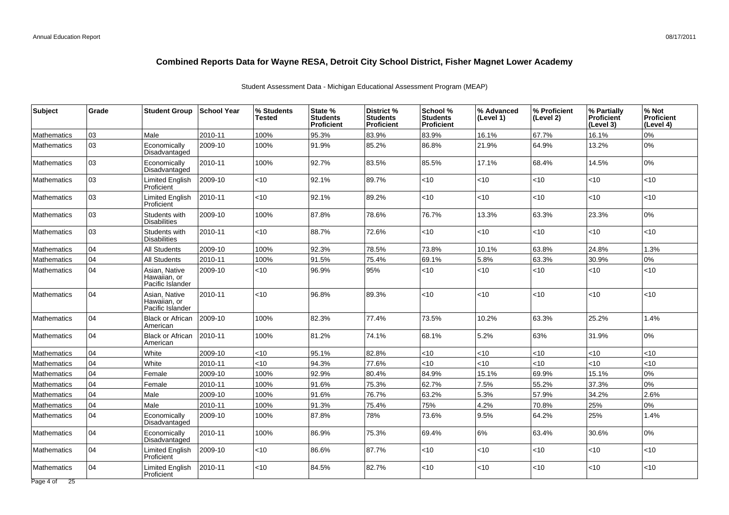# Combined Reports Data for Wayne RESA, Detroit City School District, Fisher Magnet Lower Academy

Student Assessment Data - Michigan Educational Assessment Program (MEAP)

| Subject | Grade | Student Group | School Year | % Students Tested | State % Students Proficient | District % Students Proficient | School % Students Proficient | % Advanced (Level 1) | % Proficient (Level 2) | % Partially Proficient (Level 3) | % Not Proficient (Level 4) |
|---|---|---|---|---|---|---|---|---|---|---|---|
| Mathematics | 03 | Male | 2010-11 | 100% | 95.3% | 83.9% | 83.9% | 16.1% | 67.7% | 16.1% | 0% |
| Mathematics | 03 | Economically Disadvantaged | 2009-10 | 100% | 91.9% | 85.2% | 86.8% | 21.9% | 64.9% | 13.2% | 0% |
| Mathematics | 03 | Economically Disadvantaged | 2010-11 | 100% | 92.7% | 83.5% | 85.5% | 17.1% | 68.4% | 14.5% | 0% |
| Mathematics | 03 | Limited English Proficient | 2009-10 | <10 | 92.1% | 89.7% | <10 | <10 | <10 | <10 | <10 |
| Mathematics | 03 | Limited English Proficient | 2010-11 | <10 | 92.1% | 89.2% | <10 | <10 | <10 | <10 | <10 |
| Mathematics | 03 | Students with Disabilities | 2009-10 | 100% | 87.8% | 78.6% | 76.7% | 13.3% | 63.3% | 23.3% | 0% |
| Mathematics | 03 | Students with Disabilities | 2010-11 | <10 | 88.7% | 72.6% | <10 | <10 | <10 | <10 | <10 |
| Mathematics | 04 | All Students | 2009-10 | 100% | 92.3% | 78.5% | 73.8% | 10.1% | 63.8% | 24.8% | 1.3% |
| Mathematics | 04 | All Students | 2010-11 | 100% | 91.5% | 75.4% | 69.1% | 5.8% | 63.3% | 30.9% | 0% |
| Mathematics | 04 | Asian, Native Hawaiian, or Pacific Islander | 2009-10 | <10 | 96.9% | 95% | <10 | <10 | <10 | <10 | <10 |
| Mathematics | 04 | Asian, Native Hawaiian, or Pacific Islander | 2010-11 | <10 | 96.8% | 89.3% | <10 | <10 | <10 | <10 | <10 |
| Mathematics | 04 | Black or African American | 2009-10 | 100% | 82.3% | 77.4% | 73.5% | 10.2% | 63.3% | 25.2% | 1.4% |
| Mathematics | 04 | Black or African American | 2010-11 | 100% | 81.2% | 74.1% | 68.1% | 5.2% | 63% | 31.9% | 0% |
| Mathematics | 04 | White | 2009-10 | <10 | 95.1% | 82.8% | <10 | <10 | <10 | <10 | <10 |
| Mathematics | 04 | White | 2010-11 | <10 | 94.3% | 77.6% | <10 | <10 | <10 | <10 | <10 |
| Mathematics | 04 | Female | 2009-10 | 100% | 92.9% | 80.4% | 84.9% | 15.1% | 69.9% | 15.1% | 0% |
| Mathematics | 04 | Female | 2010-11 | 100% | 91.6% | 75.3% | 62.7% | 7.5% | 55.2% | 37.3% | 0% |
| Mathematics | 04 | Male | 2009-10 | 100% | 91.6% | 76.7% | 63.2% | 5.3% | 57.9% | 34.2% | 2.6% |
| Mathematics | 04 | Male | 2010-11 | 100% | 91.3% | 75.4% | 75% | 4.2% | 70.8% | 25% | 0% |
| Mathematics | 04 | Economically Disadvantaged | 2009-10 | 100% | 87.8% | 78% | 73.6% | 9.5% | 64.2% | 25% | 1.4% |
| Mathematics | 04 | Economically Disadvantaged | 2010-11 | 100% | 86.9% | 75.3% | 69.4% | 6% | 63.4% | 30.6% | 0% |
| Mathematics | 04 | Limited English Proficient | 2009-10 | <10 | 86.6% | 87.7% | <10 | <10 | <10 | <10 | <10 |
| Mathematics | 04 | Limited English Proficient | 2010-11 | <10 | 84.5% | 82.7% | <10 | <10 | <10 | <10 | <10 |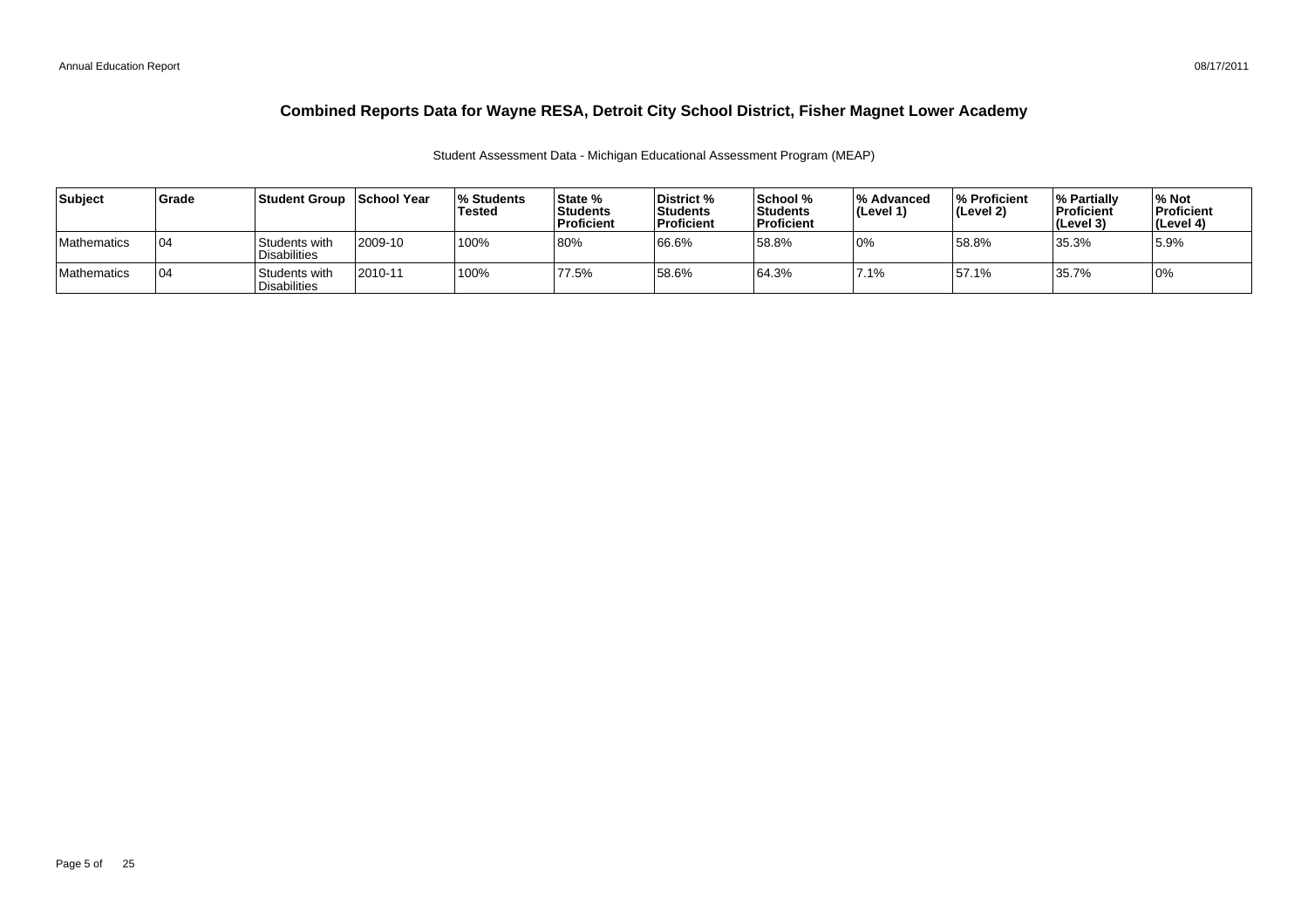# Combined Reports Data for Wayne RESA, Detroit City School District, Fisher Magnet Lower Academy

Student Assessment Data - Michigan Educational Assessment Program (MEAP)

| Subject | Grade | Student Group | School Year | % Students Tested | State % Students Proficient | District % Students Proficient | School % Students Proficient | % Advanced (Level 1) | % Proficient (Level 2) | % Partially Proficient (Level 3) | % Not Proficient (Level 4) |
|---|---|---|---|---|---|---|---|---|---|---|---|
| Mathematics | 04 | Students with Disabilities | 2009-10 | 100% | 80% | 66.6% | 58.8% | 0% | 58.8% | 35.3% | 5.9% |
| Mathematics | 04 | Students with Disabilities | 2010-11 | 100% | 77.5% | 58.6% | 64.3% | 7.1% | 57.1% | 35.7% | 0% |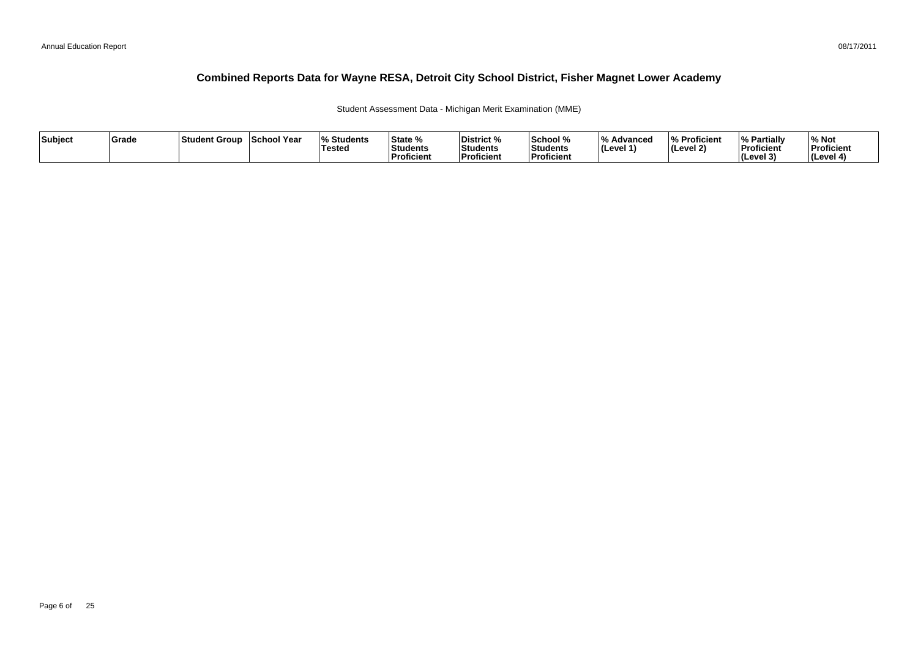# Combined Reports Data for Wayne RESA, Detroit City School District, Fisher Magnet Lower Academy

Student Assessment Data - Michigan Merit Examination (MME)

| Subject | Grade | Student Group | School Year | % Students Tested | State % Students Proficient | District % Students Proficient | School % Students Proficient | % Advanced (Level 1) | % Proficient (Level 2) | % Partially Proficient (Level 3) | % Not Proficient (Level 4) |
|---|---|---|---|---|---|---|---|---|---|---|---|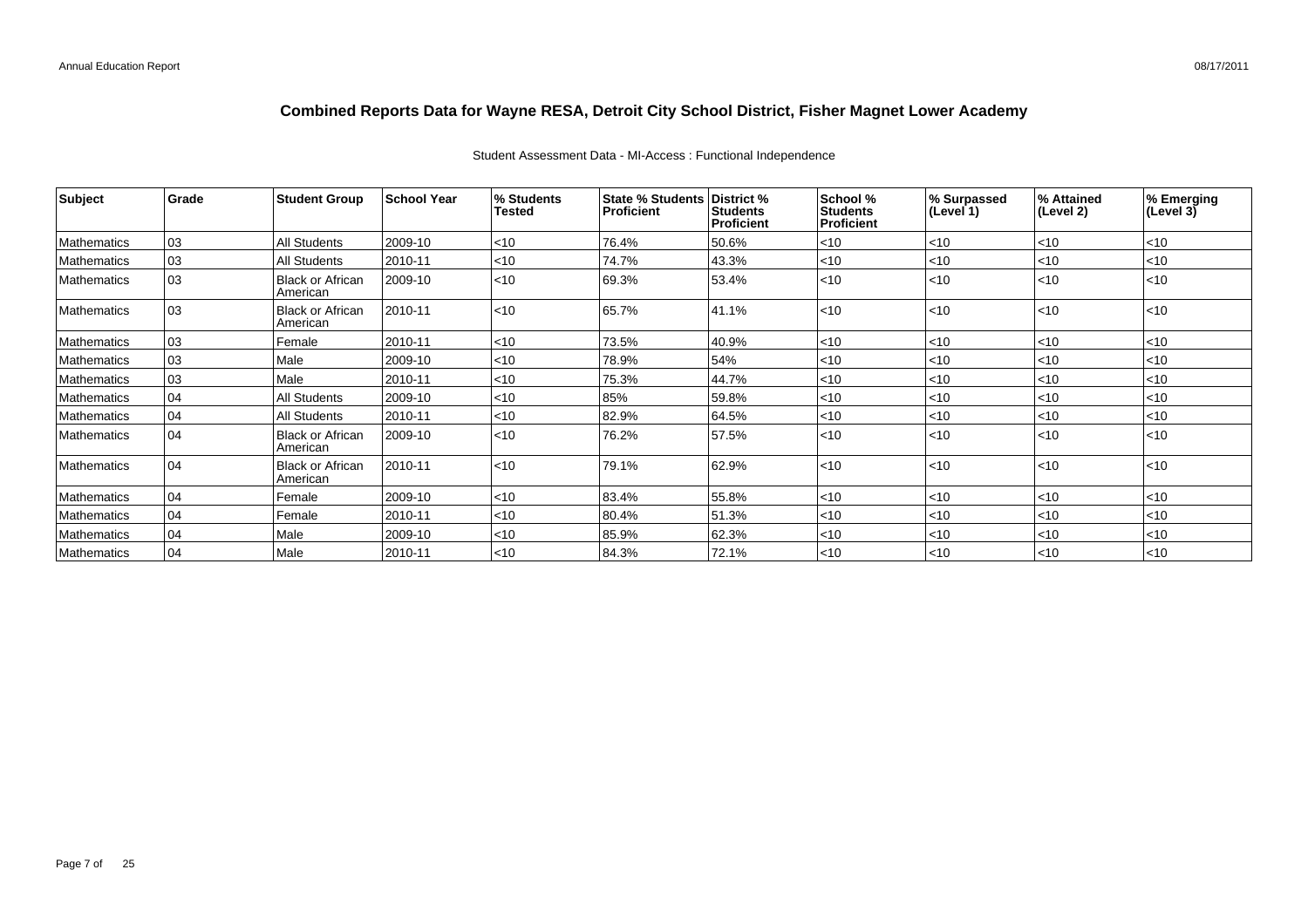# Combined Reports Data for Wayne RESA, Detroit City School District, Fisher Magnet Lower Academy

Student Assessment Data - MI-Access : Functional Independence

| Subject | Grade | Student Group | School Year | % Students Tested | State % Students Proficient | District % Students Proficient | School % Students Proficient | % Surpassed (Level 1) | % Attained (Level 2) | % Emerging (Level 3) |
|---|---|---|---|---|---|---|---|---|---|---|
| Mathematics | 03 | All Students | 2009-10 | <10 | 76.4% | 50.6% | <10 | <10 | <10 | <10 |
| Mathematics | 03 | All Students | 2010-11 | <10 | 74.7% | 43.3% | <10 | <10 | <10 | <10 |
| Mathematics | 03 | Black or African American | 2009-10 | <10 | 69.3% | 53.4% | <10 | <10 | <10 | <10 |
| Mathematics | 03 | Black or African American | 2010-11 | <10 | 65.7% | 41.1% | <10 | <10 | <10 | <10 |
| Mathematics | 03 | Female | 2010-11 | <10 | 73.5% | 40.9% | <10 | <10 | <10 | <10 |
| Mathematics | 03 | Male | 2009-10 | <10 | 78.9% | 54% | <10 | <10 | <10 | <10 |
| Mathematics | 03 | Male | 2010-11 | <10 | 75.3% | 44.7% | <10 | <10 | <10 | <10 |
| Mathematics | 04 | All Students | 2009-10 | <10 | 85% | 59.8% | <10 | <10 | <10 | <10 |
| Mathematics | 04 | All Students | 2010-11 | <10 | 82.9% | 64.5% | <10 | <10 | <10 | <10 |
| Mathematics | 04 | Black or African American | 2009-10 | <10 | 76.2% | 57.5% | <10 | <10 | <10 | <10 |
| Mathematics | 04 | Black or African American | 2010-11 | <10 | 79.1% | 62.9% | <10 | <10 | <10 | <10 |
| Mathematics | 04 | Female | 2009-10 | <10 | 83.4% | 55.8% | <10 | <10 | <10 | <10 |
| Mathematics | 04 | Female | 2010-11 | <10 | 80.4% | 51.3% | <10 | <10 | <10 | <10 |
| Mathematics | 04 | Male | 2009-10 | <10 | 85.9% | 62.3% | <10 | <10 | <10 | <10 |
| Mathematics | 04 | Male | 2010-11 | <10 | 84.3% | 72.1% | <10 | <10 | <10 | <10 |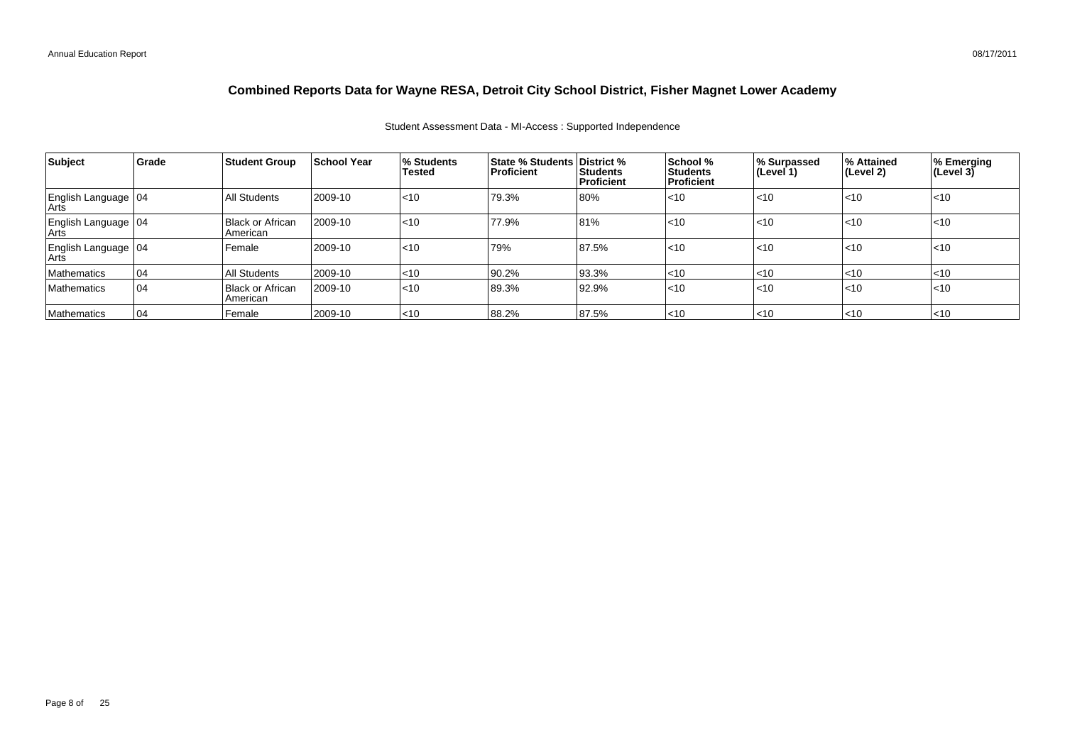# Combined Reports Data for Wayne RESA, Detroit City School District, Fisher Magnet Lower Academy

Student Assessment Data - MI-Access : Supported Independence

| Subject | Grade | Student Group | School Year | % Students Tested | State % Students Proficient | District % Students Proficient | School % Students Proficient | % Surpassed (Level 1) | % Attained (Level 2) | % Emerging (Level 3) |
|---|---|---|---|---|---|---|---|---|---|---|
| English Language Arts | 04 | All Students | 2009-10 | <10 | 79.3% | 80% | <10 | <10 | <10 | <10 |
| English Language Arts | 04 | Black or African American | 2009-10 | <10 | 77.9% | 81% | <10 | <10 | <10 | <10 |
| English Language Arts | 04 | Female | 2009-10 | <10 | 79% | 87.5% | <10 | <10 | <10 | <10 |
| Mathematics | 04 | All Students | 2009-10 | <10 | 90.2% | 93.3% | <10 | <10 | <10 | <10 |
| Mathematics | 04 | Black or African American | 2009-10 | <10 | 89.3% | 92.9% | <10 | <10 | <10 | <10 |
| Mathematics | 04 | Female | 2009-10 | <10 | 88.2% | 87.5% | <10 | <10 | <10 | <10 |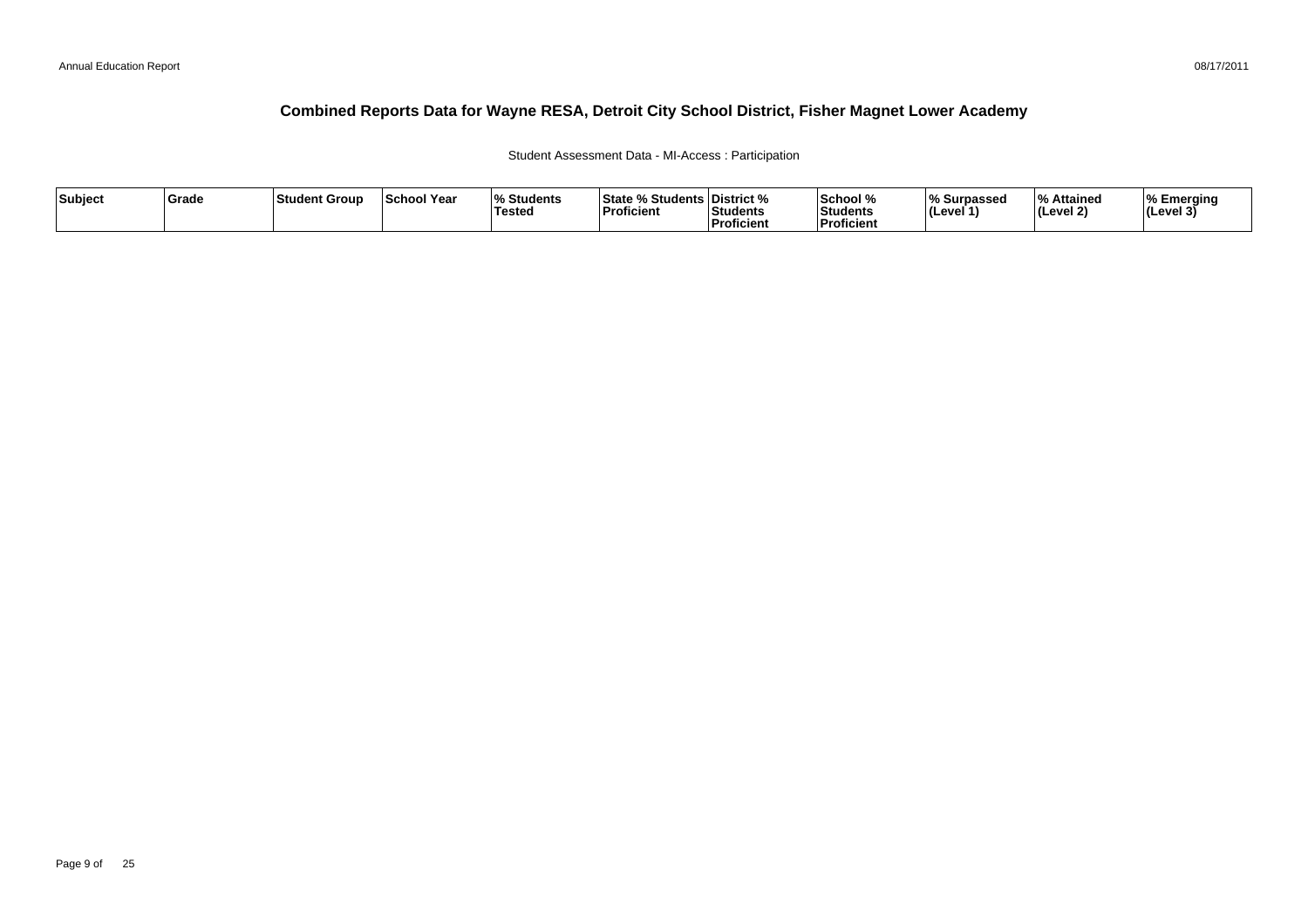# Combined Reports Data for Wayne RESA, Detroit City School District, Fisher Magnet Lower Academy

Student Assessment Data - MI-Access : Participation

| Subject | Grade | Student Group | School Year | % Students Tested | State % Students Proficient | District % Students Proficient | School % Students Proficient | % Surpassed (Level 1) | % Attained (Level 2) | % Emerging (Level 3) |
|---|---|---|---|---|---|---|---|---|---|---|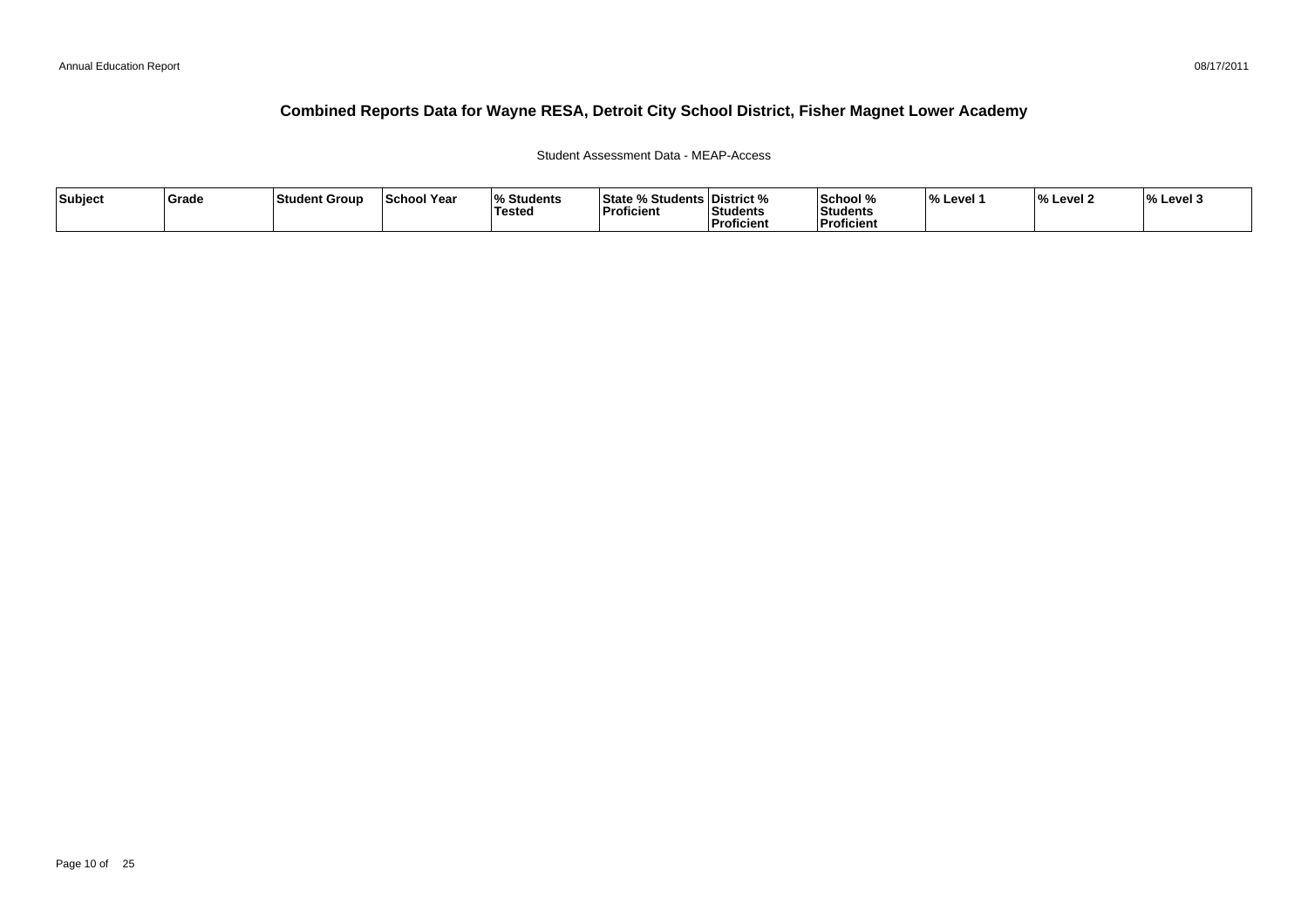# Combined Reports Data for Wayne RESA, Detroit City School District, Fisher Magnet Lower Academy

Student Assessment Data - MEAP-Access

| Subject | Grade | Student Group | School Year | % Students Tested | State % Students Proficient | District % Students Proficient | School % Students Proficient | % Level 1 | % Level 2 | % Level 3 |
|---|---|---|---|---|---|---|---|---|---|---|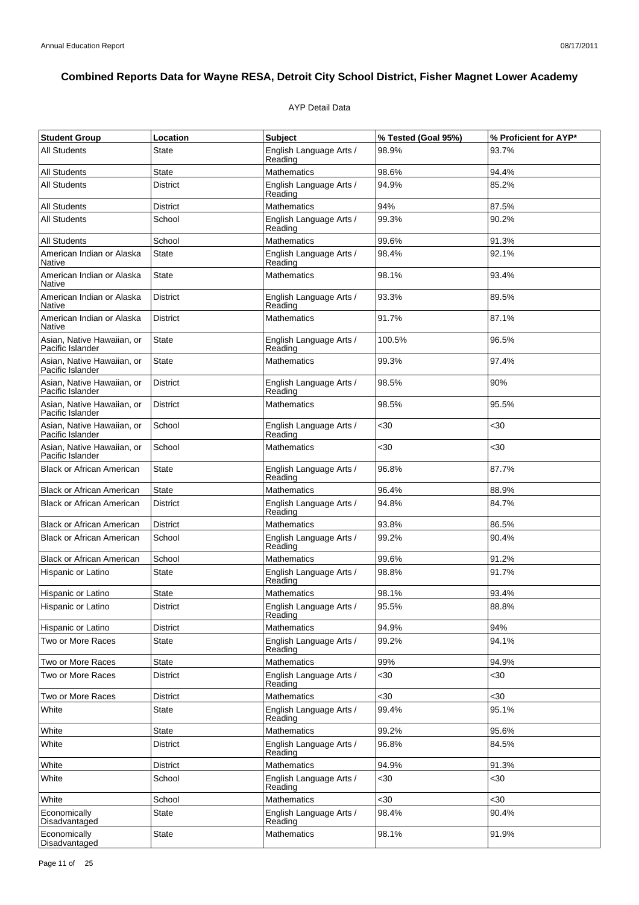# Combined Reports Data for Wayne RESA, Detroit City School District, Fisher Magnet Lower Academy

AYP Detail Data

| Student Group | Location | Subject | % Tested (Goal 95%) | % Proficient for AYP* |
|---|---|---|---|---|
| All Students | State | English Language Arts / Reading | 98.9% | 93.7% |
| All Students | State | Mathematics | 98.6% | 94.4% |
| All Students | District | English Language Arts / Reading | 94.9% | 85.2% |
| All Students | District | Mathematics | 94% | 87.5% |
| All Students | School | English Language Arts / Reading | 99.3% | 90.2% |
| All Students | School | Mathematics | 99.6% | 91.3% |
| American Indian or Alaska Native | State | English Language Arts / Reading | 98.4% | 92.1% |
| American Indian or Alaska Native | State | Mathematics | 98.1% | 93.4% |
| American Indian or Alaska Native | District | English Language Arts / Reading | 93.3% | 89.5% |
| American Indian or Alaska Native | District | Mathematics | 91.7% | 87.1% |
| Asian, Native Hawaiian, or Pacific Islander | State | English Language Arts / Reading | 100.5% | 96.5% |
| Asian, Native Hawaiian, or Pacific Islander | State | Mathematics | 99.3% | 97.4% |
| Asian, Native Hawaiian, or Pacific Islander | District | English Language Arts / Reading | 98.5% | 90% |
| Asian, Native Hawaiian, or Pacific Islander | District | Mathematics | 98.5% | 95.5% |
| Asian, Native Hawaiian, or Pacific Islander | School | English Language Arts / Reading | <30 | <30 |
| Asian, Native Hawaiian, or Pacific Islander | School | Mathematics | <30 | <30 |
| Black or African American | State | English Language Arts / Reading | 96.8% | 87.7% |
| Black or African American | State | Mathematics | 96.4% | 88.9% |
| Black or African American | District | English Language Arts / Reading | 94.8% | 84.7% |
| Black or African American | District | Mathematics | 93.8% | 86.5% |
| Black or African American | School | English Language Arts / Reading | 99.2% | 90.4% |
| Black or African American | School | Mathematics | 99.6% | 91.2% |
| Hispanic or Latino | State | English Language Arts / Reading | 98.8% | 91.7% |
| Hispanic or Latino | State | Mathematics | 98.1% | 93.4% |
| Hispanic or Latino | District | English Language Arts / Reading | 95.5% | 88.8% |
| Hispanic or Latino | District | Mathematics | 94.9% | 94% |
| Two or More Races | State | English Language Arts / Reading | 99.2% | 94.1% |
| Two or More Races | State | Mathematics | 99% | 94.9% |
| Two or More Races | District | English Language Arts / Reading | <30 | <30 |
| Two or More Races | District | Mathematics | <30 | <30 |
| White | State | English Language Arts / Reading | 99.4% | 95.1% |
| White | State | Mathematics | 99.2% | 95.6% |
| White | District | English Language Arts / Reading | 96.8% | 84.5% |
| White | District | Mathematics | 94.9% | 91.3% |
| White | School | English Language Arts / Reading | <30 | <30 |
| White | School | Mathematics | <30 | <30 |
| Economically Disadvantaged | State | English Language Arts / Reading | 98.4% | 90.4% |
| Economically Disadvantaged | State | Mathematics | 98.1% | 91.9% |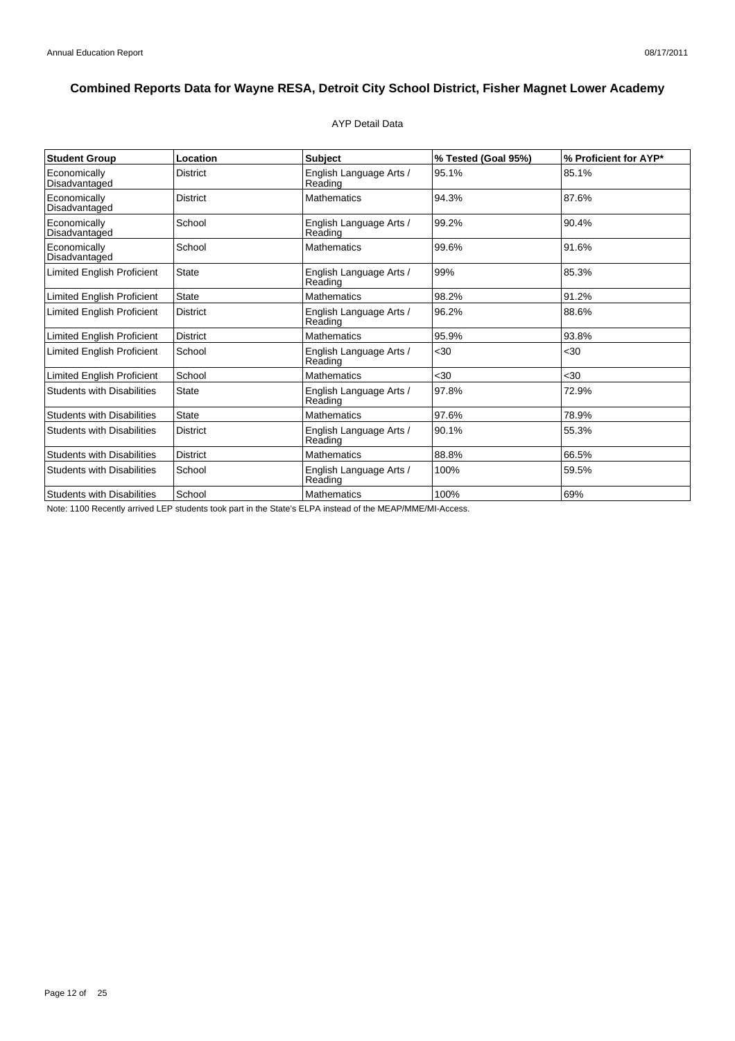# Combined Reports Data for Wayne RESA, Detroit City School District, Fisher Magnet Lower Academy

AYP Detail Data

| Student Group | Location | Subject | % Tested (Goal 95%) | % Proficient for AYP* |
|---|---|---|---|---|
| Economically Disadvantaged | District | English Language Arts / Reading | 95.1% | 85.1% |
| Economically Disadvantaged | District | Mathematics | 94.3% | 87.6% |
| Economically Disadvantaged | School | English Language Arts / Reading | 99.2% | 90.4% |
| Economically Disadvantaged | School | Mathematics | 99.6% | 91.6% |
| Limited English Proficient | State | English Language Arts / Reading | 99% | 85.3% |
| Limited English Proficient | State | Mathematics | 98.2% | 91.2% |
| Limited English Proficient | District | English Language Arts / Reading | 96.2% | 88.6% |
| Limited English Proficient | District | Mathematics | 95.9% | 93.8% |
| Limited English Proficient | School | English Language Arts / Reading | <30 | <30 |
| Limited English Proficient | School | Mathematics | <30 | <30 |
| Students with Disabilities | State | English Language Arts / Reading | 97.8% | 72.9% |
| Students with Disabilities | State | Mathematics | 97.6% | 78.9% |
| Students with Disabilities | District | English Language Arts / Reading | 90.1% | 55.3% |
| Students with Disabilities | District | Mathematics | 88.8% | 66.5% |
| Students with Disabilities | School | English Language Arts / Reading | 100% | 59.5% |
| Students with Disabilities | School | Mathematics | 100% | 69% |

Note: 1100 Recently arrived LEP students took part in the State's ELPA instead of the MEAP/MME/MI-Access.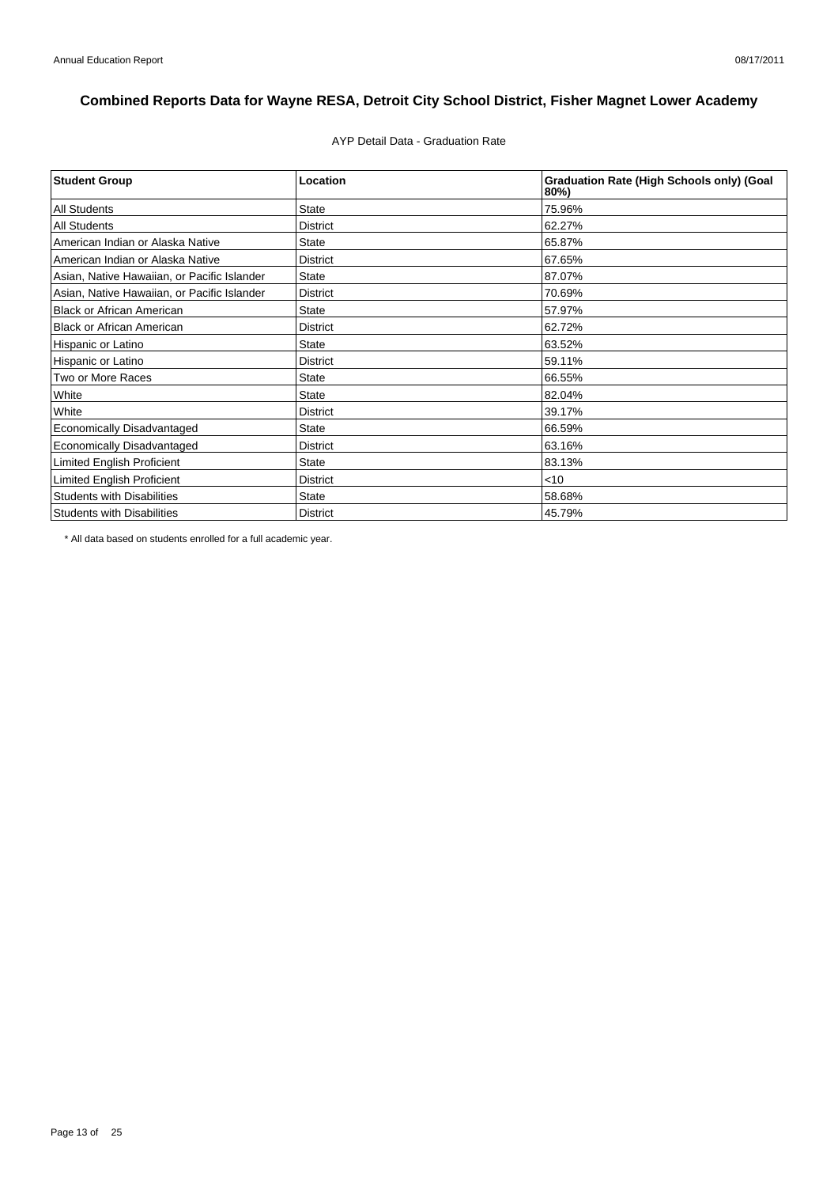# Combined Reports Data for Wayne RESA, Detroit City School District, Fisher Magnet Lower Academy

AYP Detail Data - Graduation Rate

| Student Group | Location | Graduation Rate (High Schools only) (Goal 80%) |
|---|---|---|
| All Students | State | 75.96% |
| All Students | District | 62.27% |
| American Indian or Alaska Native | State | 65.87% |
| American Indian or Alaska Native | District | 67.65% |
| Asian, Native Hawaiian, or Pacific Islander | State | 87.07% |
| Asian, Native Hawaiian, or Pacific Islander | District | 70.69% |
| Black or African American | State | 57.97% |
| Black or African American | District | 62.72% |
| Hispanic or Latino | State | 63.52% |
| Hispanic or Latino | District | 59.11% |
| Two or More Races | State | 66.55% |
| White | State | 82.04% |
| White | District | 39.17% |
| Economically Disadvantaged | State | 66.59% |
| Economically Disadvantaged | District | 63.16% |
| Limited English Proficient | State | 83.13% |
| Limited English Proficient | District | <10 |
| Students with Disabilities | State | 58.68% |
| Students with Disabilities | District | 45.79% |

* All data based on students enrolled for a full academic year.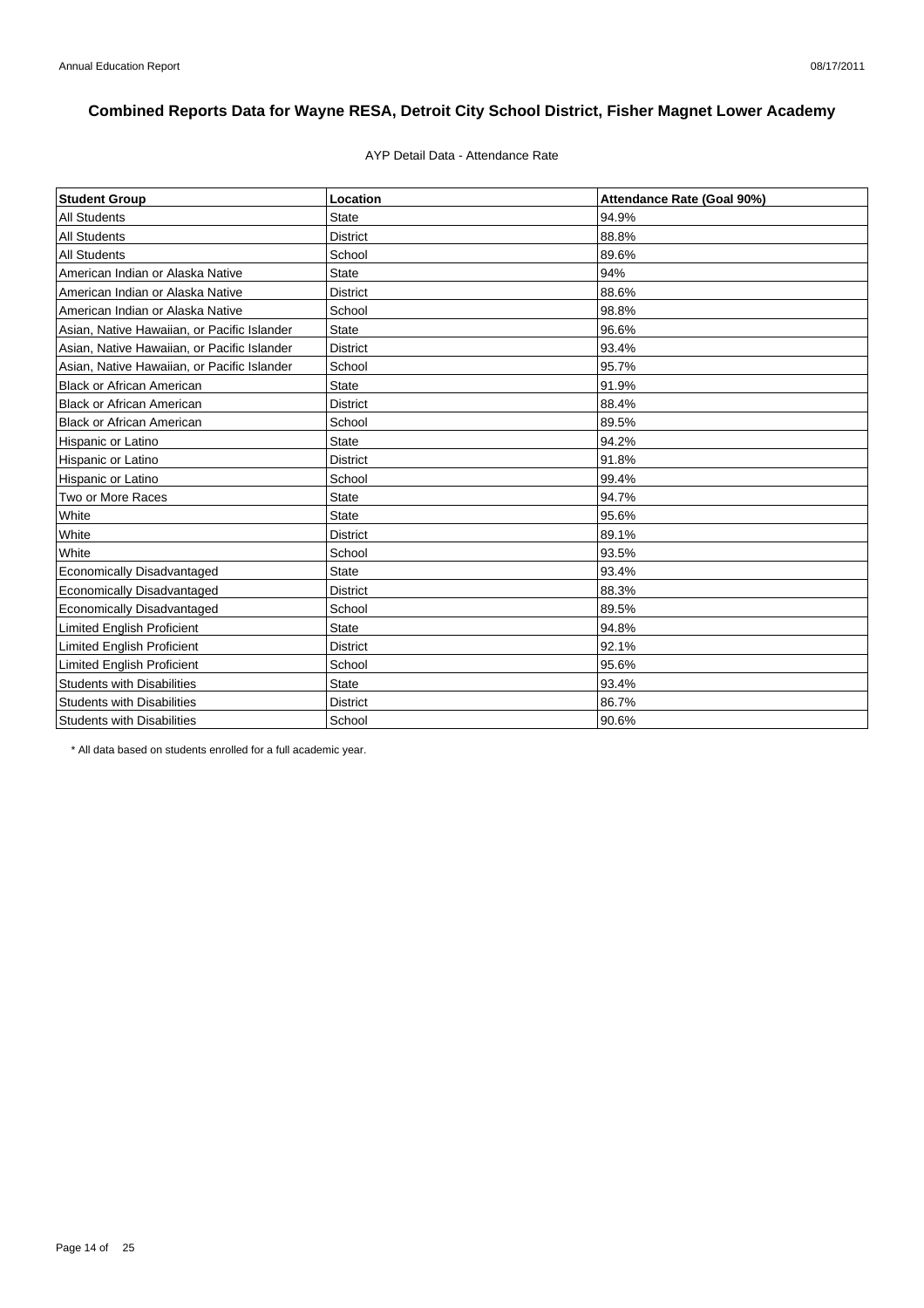# Combined Reports Data for Wayne RESA, Detroit City School District, Fisher Magnet Lower Academy

AYP Detail Data - Attendance Rate

| Student Group | Location | Attendance Rate (Goal 90%) |
|---|---|---|
| All Students | State | 94.9% |
| All Students | District | 88.8% |
| All Students | School | 89.6% |
| American Indian or Alaska Native | State | 94% |
| American Indian or Alaska Native | District | 88.6% |
| American Indian or Alaska Native | School | 98.8% |
| Asian, Native Hawaiian, or Pacific Islander | State | 96.6% |
| Asian, Native Hawaiian, or Pacific Islander | District | 93.4% |
| Asian, Native Hawaiian, or Pacific Islander | School | 95.7% |
| Black or African American | State | 91.9% |
| Black or African American | District | 88.4% |
| Black or African American | School | 89.5% |
| Hispanic or Latino | State | 94.2% |
| Hispanic or Latino | District | 91.8% |
| Hispanic or Latino | School | 99.4% |
| Two or More Races | State | 94.7% |
| White | State | 95.6% |
| White | District | 89.1% |
| White | School | 93.5% |
| Economically Disadvantaged | State | 93.4% |
| Economically Disadvantaged | District | 88.3% |
| Economically Disadvantaged | School | 89.5% |
| Limited English Proficient | State | 94.8% |
| Limited English Proficient | District | 92.1% |
| Limited English Proficient | School | 95.6% |
| Students with Disabilities | State | 93.4% |
| Students with Disabilities | District | 86.7% |
| Students with Disabilities | School | 90.6% |

* All data based on students enrolled for a full academic year.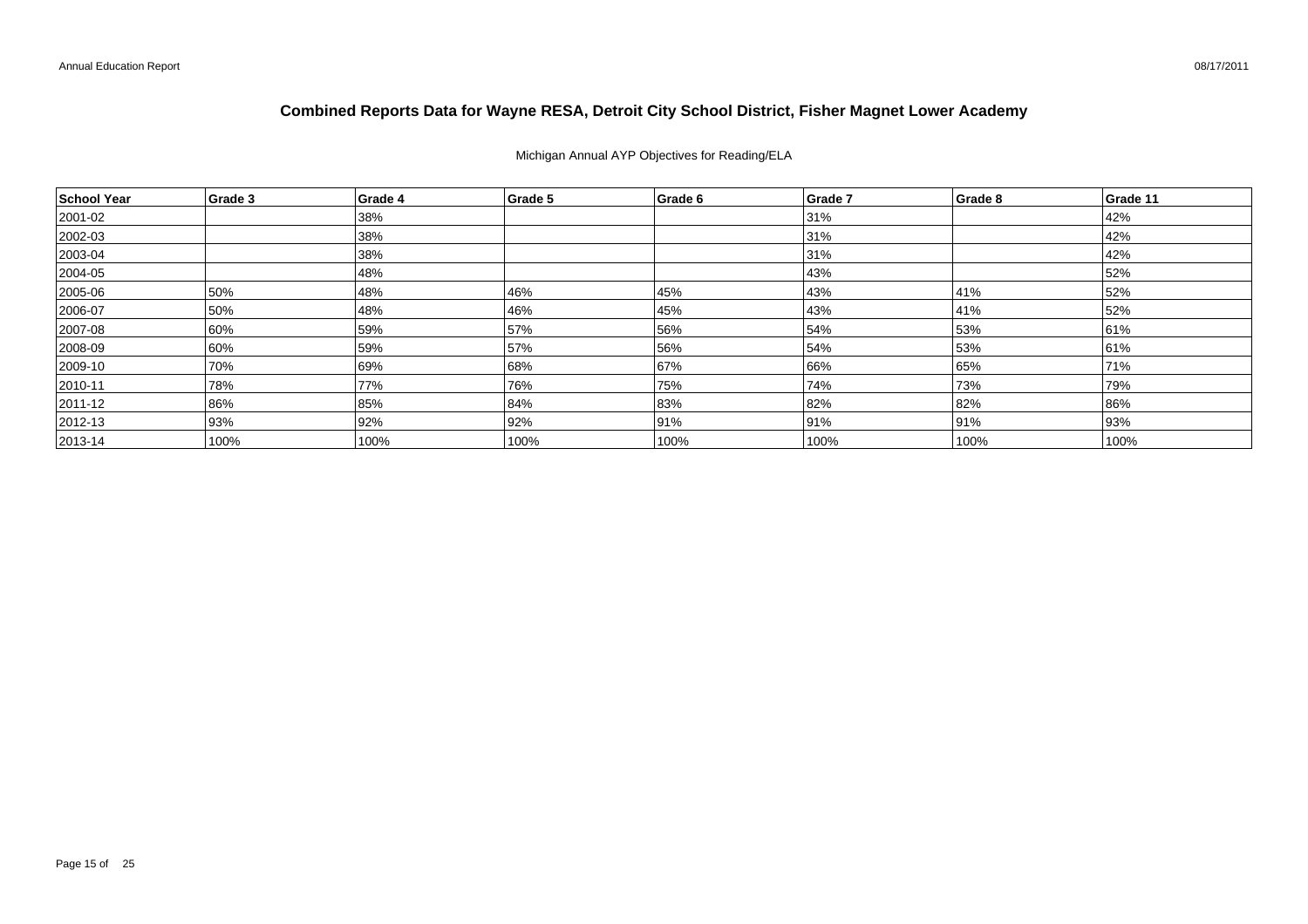# Combined Reports Data for Wayne RESA, Detroit City School District, Fisher Magnet Lower Academy

Michigan Annual AYP Objectives for Reading/ELA

| School Year | Grade 3 | Grade 4 | Grade 5 | Grade 6 | Grade 7 | Grade 8 | Grade 11 |
|---|---|---|---|---|---|---|---|
| 2001-02 | | 38% | | | 31% | | 42% |
| 2002-03 | | 38% | | | 31% | | 42% |
| 2003-04 | | 38% | | | 31% | | 42% |
| 2004-05 | | 48% | | | 43% | | 52% |
| 2005-06 | 50% | 48% | 46% | 45% | 43% | 41% | 52% |
| 2006-07 | 50% | 48% | 46% | 45% | 43% | 41% | 52% |
| 2007-08 | 60% | 59% | 57% | 56% | 54% | 53% | 61% |
| 2008-09 | 60% | 59% | 57% | 56% | 54% | 53% | 61% |
| 2009-10 | 70% | 69% | 68% | 67% | 66% | 65% | 71% |
| 2010-11 | 78% | 77% | 76% | 75% | 74% | 73% | 79% |
| 2011-12 | 86% | 85% | 84% | 83% | 82% | 82% | 86% |
| 2012-13 | 93% | 92% | 92% | 91% | 91% | 91% | 93% |
| 2013-14 | 100% | 100% | 100% | 100% | 100% | 100% | 100% |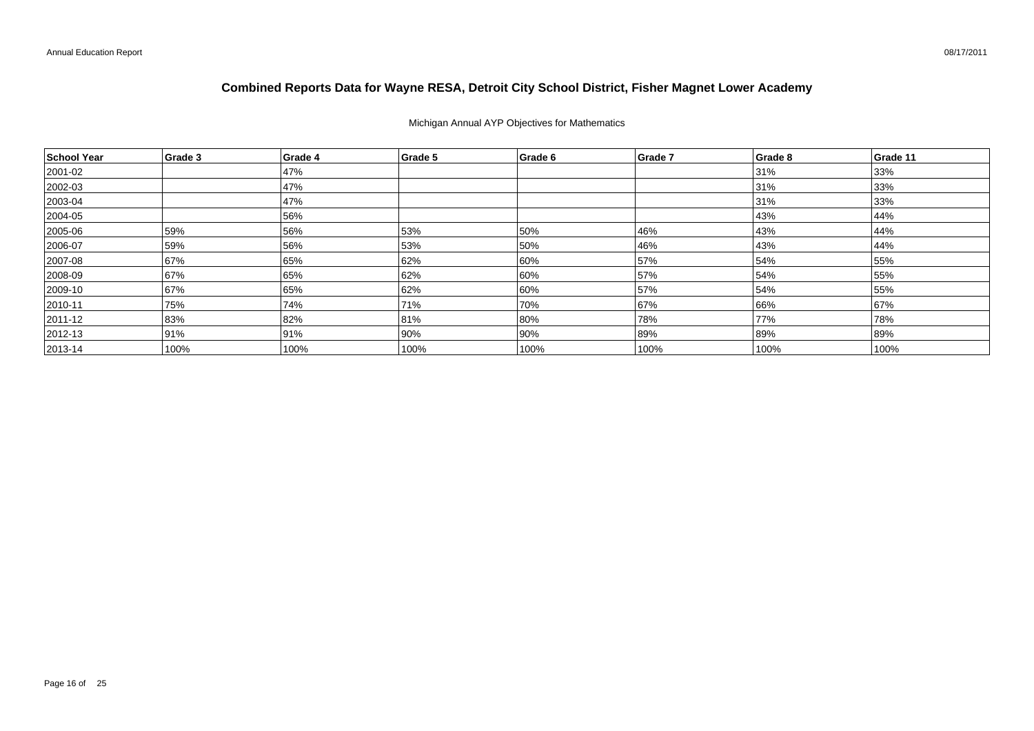# Combined Reports Data for Wayne RESA, Detroit City School District, Fisher Magnet Lower Academy

Michigan Annual AYP Objectives for Mathematics

| School Year | Grade 3 | Grade 4 | Grade 5 | Grade 6 | Grade 7 | Grade 8 | Grade 11 |
|---|---|---|---|---|---|---|---|
| 2001-02 | | 47% | | | | 31% | 33% |
| 2002-03 | | 47% | | | | 31% | 33% |
| 2003-04 | | 47% | | | | 31% | 33% |
| 2004-05 | | 56% | | | | 43% | 44% |
| 2005-06 | 59% | 56% | 53% | 50% | 46% | 43% | 44% |
| 2006-07 | 59% | 56% | 53% | 50% | 46% | 43% | 44% |
| 2007-08 | 67% | 65% | 62% | 60% | 57% | 54% | 55% |
| 2008-09 | 67% | 65% | 62% | 60% | 57% | 54% | 55% |
| 2009-10 | 67% | 65% | 62% | 60% | 57% | 54% | 55% |
| 2010-11 | 75% | 74% | 71% | 70% | 67% | 66% | 67% |
| 2011-12 | 83% | 82% | 81% | 80% | 78% | 77% | 78% |
| 2012-13 | 91% | 91% | 90% | 90% | 89% | 89% | 89% |
| 2013-14 | 100% | 100% | 100% | 100% | 100% | 100% | 100% |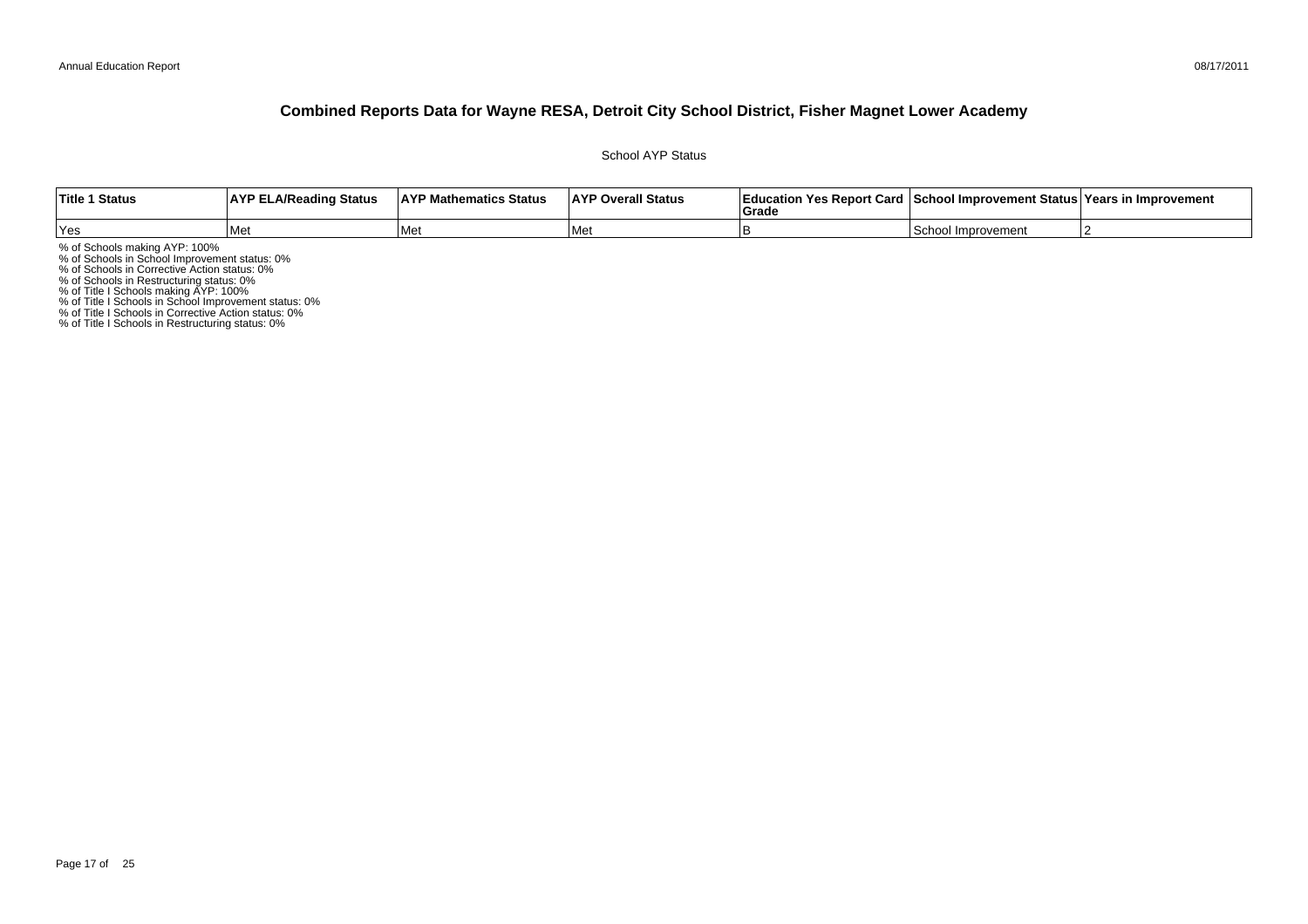# Combined Reports Data for Wayne RESA, Detroit City School District, Fisher Magnet Lower Academy

School AYP Status

| Title 1 Status | AYP ELA/Reading Status | AYP Mathematics Status | AYP Overall Status | Education Yes Report Card Grade | School Improvement Status | Years in Improvement |
|---|---|---|---|---|---|---|
| Yes | Met | Met | Met | B | School Improvement | 2 |

% of Schools making AYP: 100%
% of Schools in School Improvement status: 0%
% of Schools in Corrective Action status: 0%
% of Schools in Restructuring status: 0%
% of Title I Schools making AYP: 100%
% of Title I Schools in School Improvement status: 0%
% of Title I Schools in Corrective Action status: 0%
% of Title I Schools in Restructuring status: 0%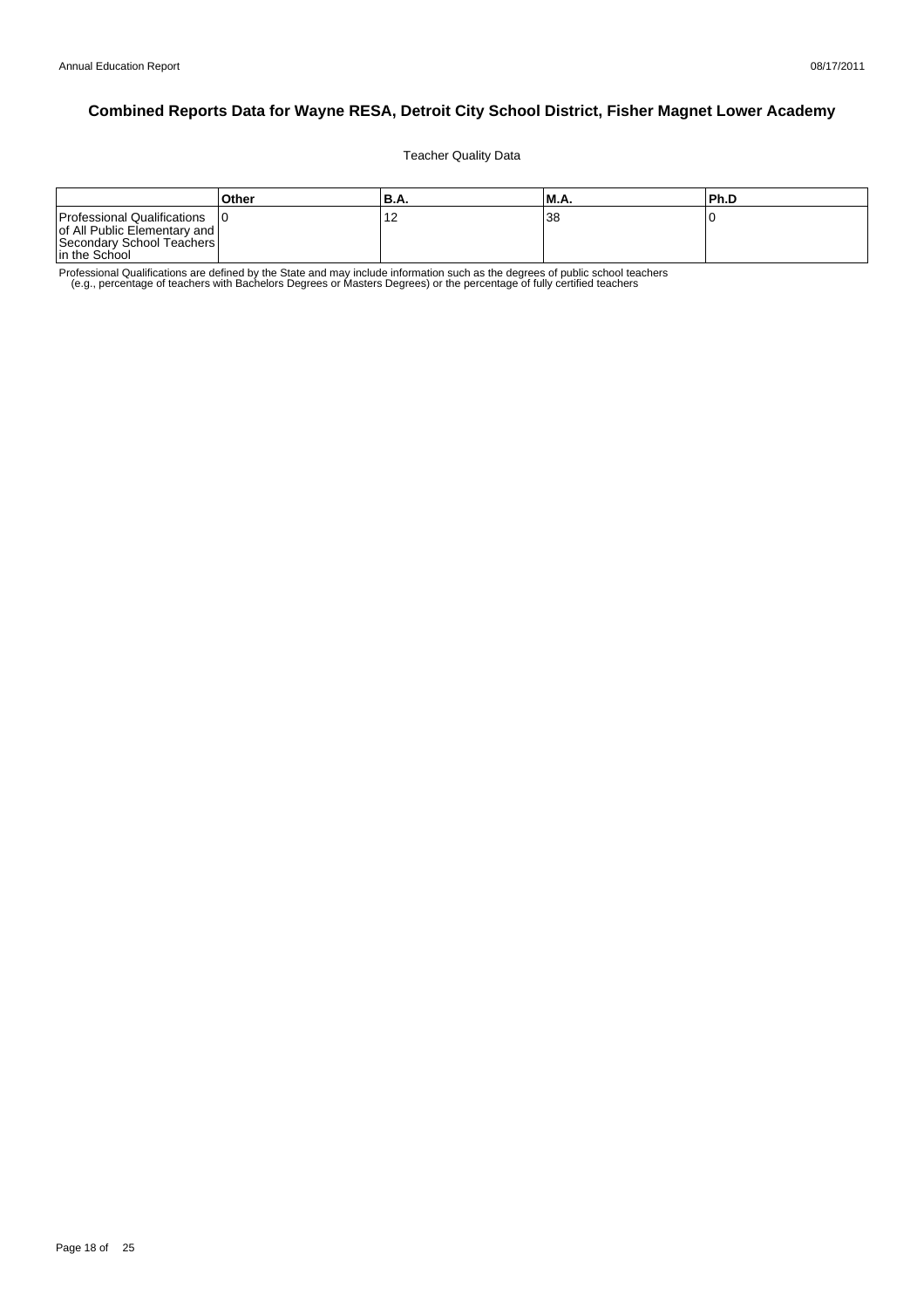# Combined Reports Data for Wayne RESA, Detroit City School District, Fisher Magnet Lower Academy

Teacher Quality Data

| | Other | B.A. | M.A. | Ph.D |
|---|---|---|---|---|
| Professional Qualifications of All Public Elementary and Secondary School Teachers in the School | 0 | 12 | 38 | 0 |

Professional Qualifications are defined by the State and may include information such as the degrees of public school teachers (e.g., percentage of teachers with Bachelors Degrees or Masters Degrees) or the percentage of fully certified teachers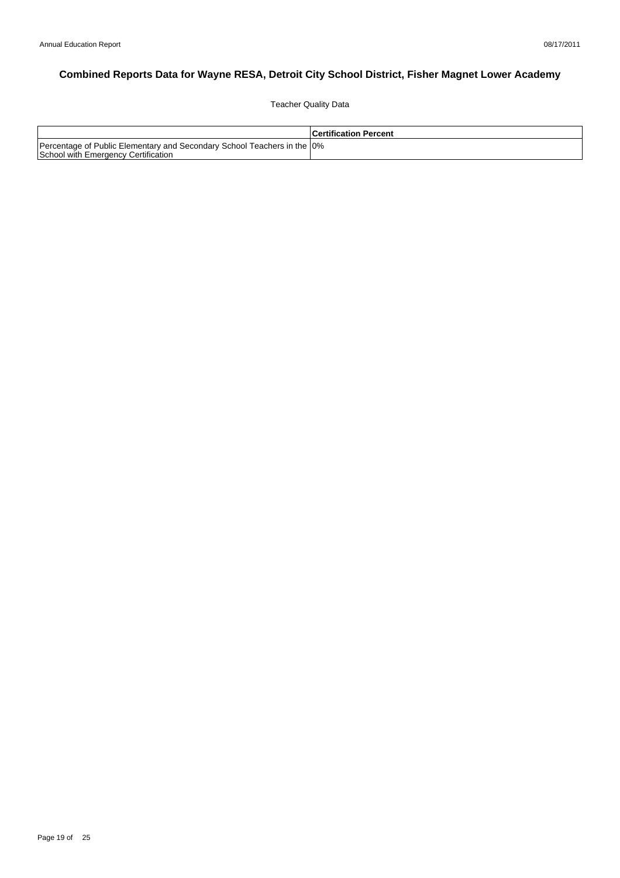# Combined Reports Data for Wayne RESA, Detroit City School District, Fisher Magnet Lower Academy

Teacher Quality Data

| | Certification Percent |
|---|---|
| Percentage of Public Elementary and Secondary School Teachers in the School with Emergency Certification | 0% |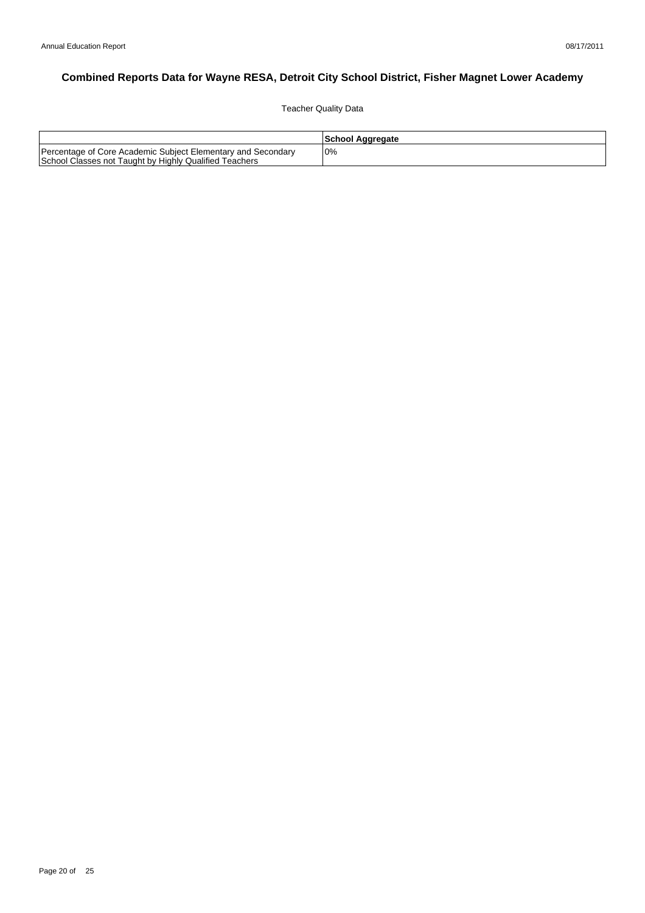# Combined Reports Data for Wayne RESA, Detroit City School District, Fisher Magnet Lower Academy

Teacher Quality Data

| | School Aggregate |
|---|---|
| Percentage of Core Academic Subject Elementary and Secondary School Classes not Taught by Highly Qualified Teachers | 0% |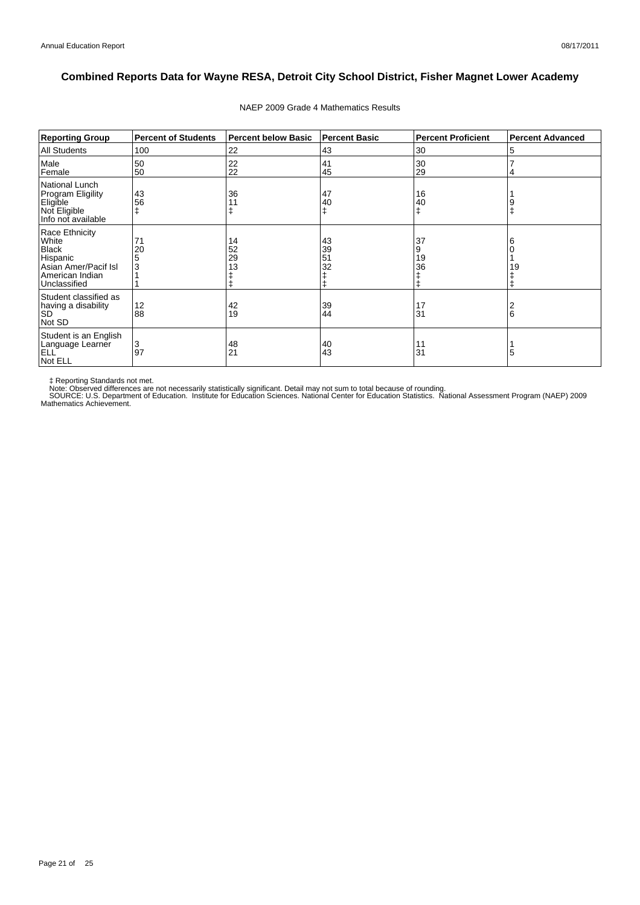# Combined Reports Data for Wayne RESA, Detroit City School District, Fisher Magnet Lower Academy

NAEP 2009 Grade 4 Mathematics Results

| Reporting Group | Percent of Students | Percent below Basic | Percent Basic | Percent Proficient | Percent Advanced |
|---|---|---|---|---|---|
| All Students | 100 | 22 | 43 | 30 | 5 |
| Male | 50 | 22 | 41 | 30 | 7 |
| Female | 50 | 22 | 45 | 29 | 4 |
| National Lunch Program Eligility | | | | | |
| Eligible | 43 | 36 | 47 | 16 | 1 |
| Not Eligible | 56 | 11 | 40 | 40 | 9 |
| Info not available | ‡ | ‡ | ‡ | ‡ | ‡ |
| Race Ethnicity | | | | | |
| White | 71 | 14 | 43 | 37 | 6 |
| Black | 20 | 52 | 39 | 9 | 0 |
| Hispanic | 5 | 29 | 51 | 19 | 1 |
| Asian Amer/Pacif Isl | 3 | 13 | 32 | 36 | 19 |
| American Indian | 1 | ‡ | ‡ | ‡ | ‡ |
| Unclassified | 1 | ‡ | ‡ | ‡ | ‡ |
| Student classified as having a disability | | | | | |
| SD | 12 | 42 | 39 | 17 | 2 |
| Not SD | 88 | 19 | 44 | 31 | 6 |
| Student is an English Language Learner | | | | | |
| ELL | 3 | 48 | 40 | 11 | 1 |
| Not ELL | 97 | 21 | 43 | 31 | 5 |

‡ Reporting Standards not met.
Note: Observed differences are not necessarily statistically significant. Detail may not sum to total because of rounding.
SOURCE: U.S. Department of Education. Institute for Education Sciences. National Center for Education Statistics. National Assessment Program (NAEP) 2009 Mathematics Achievement.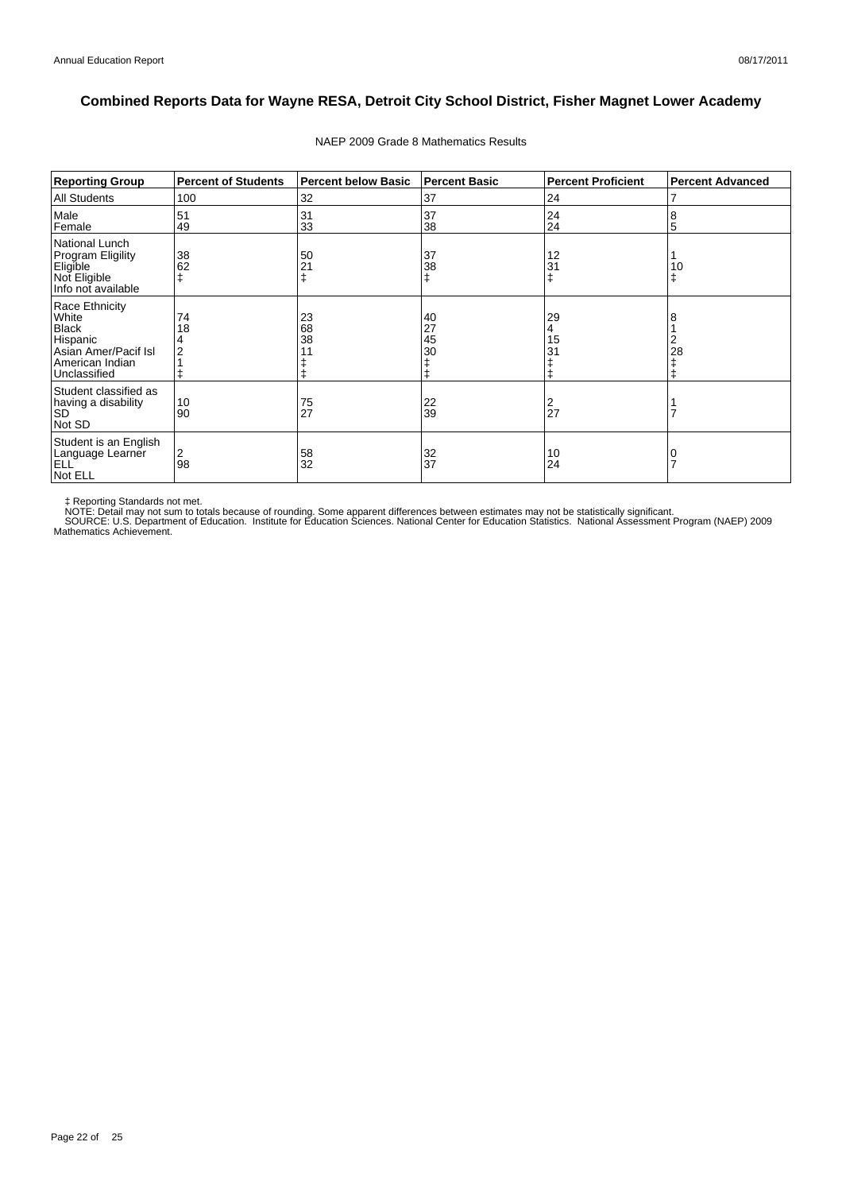# Combined Reports Data for Wayne RESA, Detroit City School District, Fisher Magnet Lower Academy

NAEP 2009 Grade 8 Mathematics Results

| Reporting Group | Percent of Students | Percent below Basic | Percent Basic | Percent Proficient | Percent Advanced |
|---|---|---|---|---|---|
| All Students | 100 | 32 | 37 | 24 | 7 |
| Male | 51 | 31 | 37 | 24 | 8 |
| Female | 49 | 33 | 38 | 24 | 5 |
| National Lunch Program Eligility | | | | | |
| Eligible | 38 | 50 | 37 | 12 | 1 |
| Not Eligible | 62 | 21 | 38 | 31 | 10 |
| Info not available | ‡ | ‡ | ‡ | ‡ | ‡ |
| Race Ethnicity | | | | | |
| White | 74 | 23 | 40 | 29 | 8 |
| Black | 18 | 68 | 27 | 4 | 1 |
| Hispanic | 4 | 38 | 45 | 15 | 2 |
| Asian Amer/Pacif Isl | 2 | 11 | 30 | 31 | 28 |
| American Indian | 1 | ‡ | ‡ | ‡ | ‡ |
| Unclassified | ‡ | ‡ | ‡ | ‡ | ‡ |
| Student classified as having a disability | | | | | |
| SD | 10 | 75 | 22 | 2 | 1 |
| Not SD | 90 | 27 | 39 | 27 | 7 |
| Student is an English Language Learner | | | | | |
| ELL | 2 | 58 | 32 | 10 | 0 |
| Not ELL | 98 | 32 | 37 | 24 | 7 |

‡ Reporting Standards not met.
NOTE: Detail may not sum to totals because of rounding. Some apparent differences between estimates may not be statistically significant.
SOURCE: U.S. Department of Education. Institute for Education Sciences. National Center for Education Statistics. National Assessment Program (NAEP) 2009 Mathematics Achievement.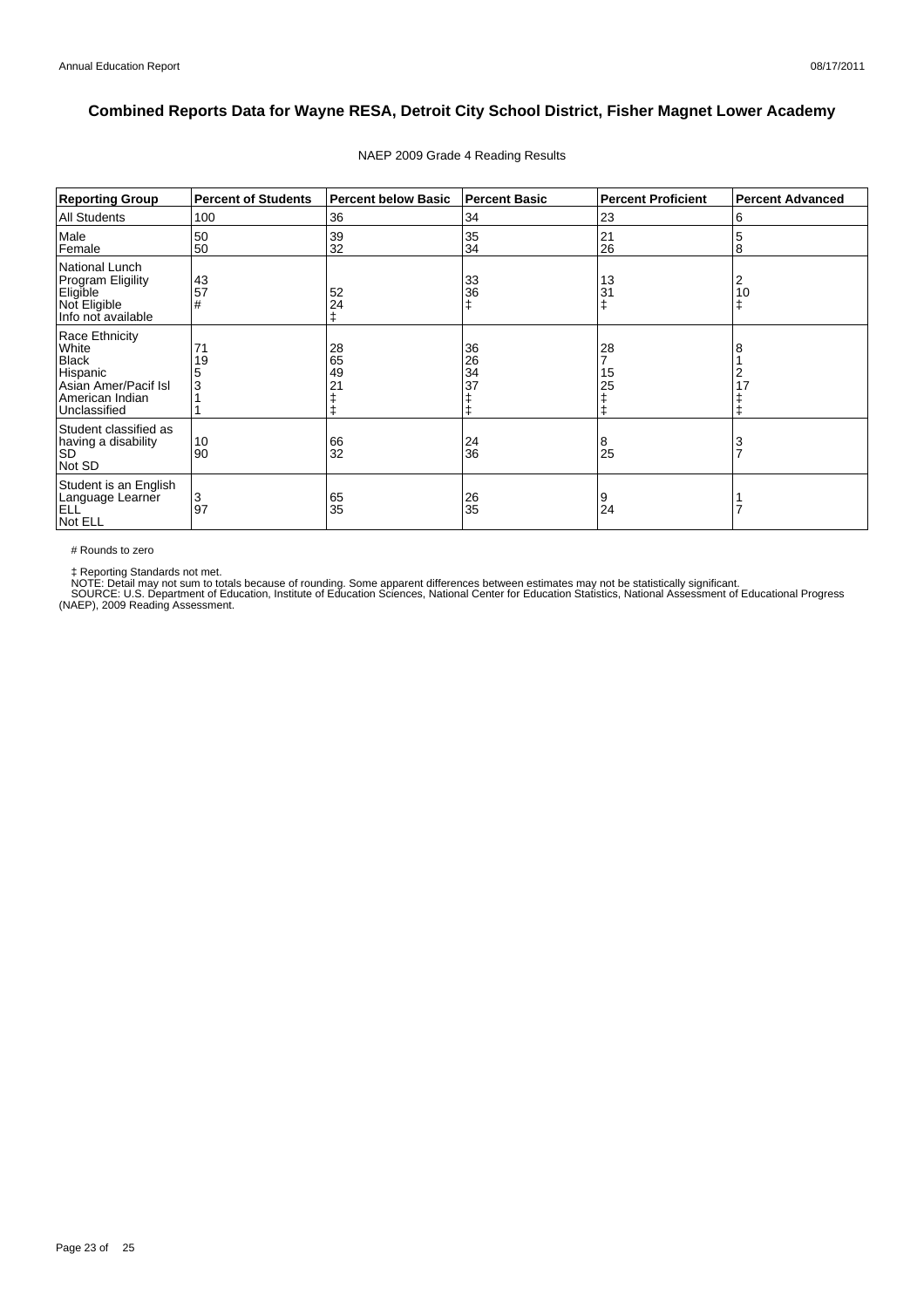## Combined Reports Data for Wayne RESA, Detroit City School District, Fisher Magnet Lower Academy

NAEP 2009 Grade 4 Reading Results

| Reporting Group | Percent of Students | Percent below Basic | Percent Basic | Percent Proficient | Percent Advanced |
|---|---|---|---|---|---|
| All Students | 100 | 36 | 34 | 23 | 6 |
| Male | 50 | 39 | 35 | 21 | 5 |
| Female | 50 | 32 | 34 | 26 | 8 |
| National Lunch Program Eligility | | | | | |
| Eligible | 43 | 52 | 33 | 13 | 2 |
| Not Eligible | 57 | 24 | 36 | 31 | 10 |
| Info not available | # | ‡ | ‡ | ‡ | ‡ |
| Race Ethnicity | | | | | |
| White | 71 | 28 | 36 | 28 | 8 |
| Black | 19 | 65 | 26 | 7 | 1 |
| Hispanic | 5 | 49 | 34 | 15 | 2 |
| Asian Amer/Pacif Isl | 3 | 21 | 37 | 25 | 17 |
| American Indian | 1 | ‡ | ‡ | ‡ | ‡ |
| Unclassified | 1 | ‡ | ‡ | ‡ | ‡ |
| Student classified as having a disability | | | | | |
| SD | 10 | 66 | 24 | 8 | 3 |
| Not SD | 90 | 32 | 36 | 25 | 7 |
| Student is an English Language Learner | | | | | |
| ELL | 3 | 65 | 26 | 9 | 1 |
| Not ELL | 97 | 35 | 35 | 24 | 7 |

# Rounds to zero

‡ Reporting Standards not met.
NOTE: Detail may not sum to totals because of rounding. Some apparent differences between estimates may not be statistically significant.
SOURCE: U.S. Department of Education, Institute of Education Sciences, National Center for Education Statistics, National Assessment of Educational Progress (NAEP), 2009 Reading Assessment.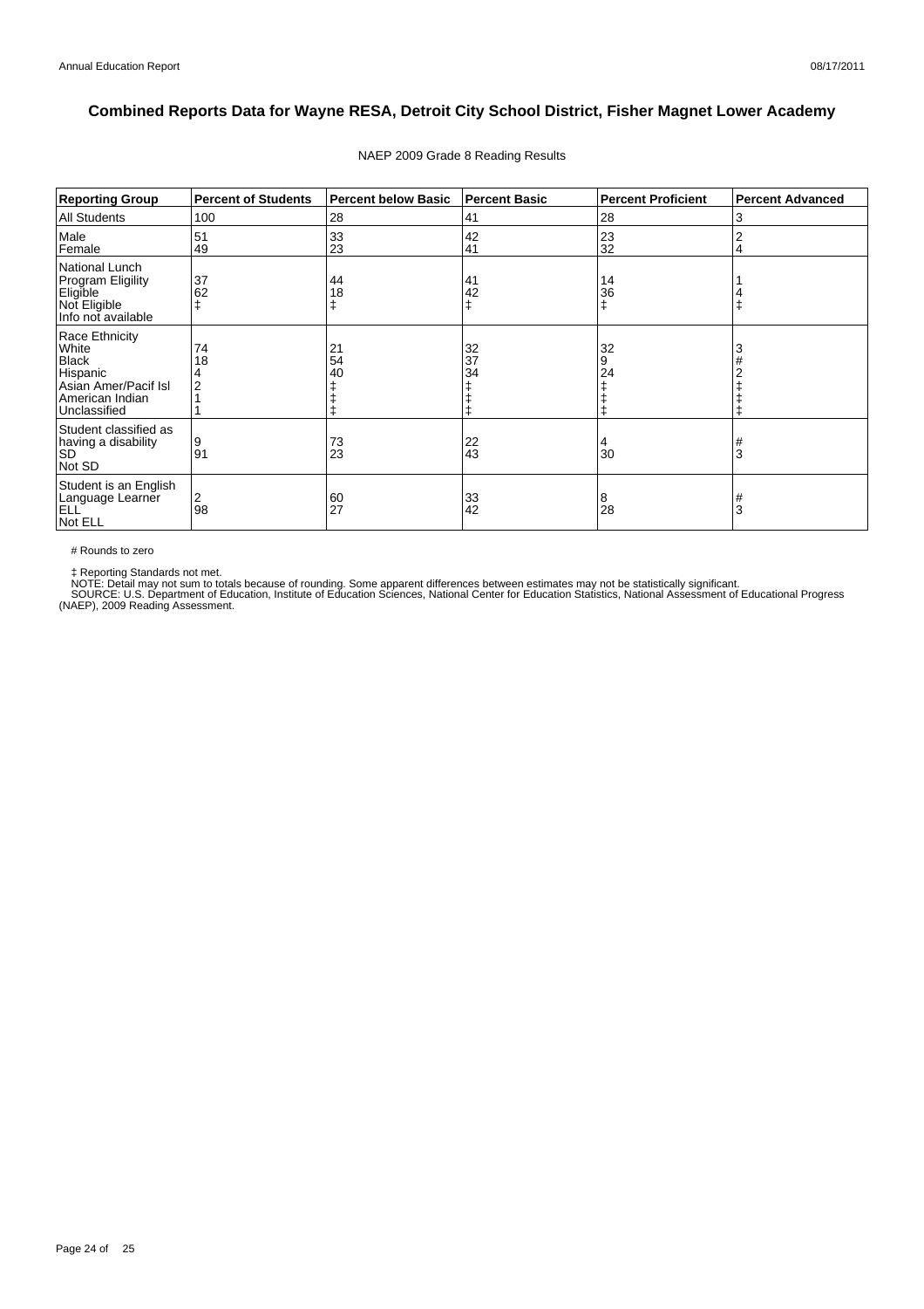## Combined Reports Data for Wayne RESA, Detroit City School District, Fisher Magnet Lower Academy

NAEP 2009 Grade 8 Reading Results

| Reporting Group | Percent of Students | Percent below Basic | Percent Basic | Percent Proficient | Percent Advanced |
|---|---|---|---|---|---|
| All Students | 100 | 28 | 41 | 28 | 3 |
| Male | 51 | 33 | 42 | 23 | 2 |
| Female | 49 | 23 | 41 | 32 | 4 |
| National Lunch Program Eligility | | | | | |
| Eligible | 37 | 44 | 41 | 14 | 1 |
| Not Eligible | 62 | 18 | 42 | 36 | 4 |
| Info not available | ‡ | ‡ | ‡ | ‡ | ‡ |
| Race Ethnicity | | | | | |
| White | 74 | 21 | 32 | 32 | 3 |
| Black | 18 | 54 | 37 | 9 | # |
| Hispanic | 4 | 40 | 34 | 24 | 2 |
| Asian Amer/Pacif Isl | 2 | ‡ | ‡ | ‡ | ‡ |
| American Indian | 1 | ‡ | ‡ | ‡ | ‡ |
| Unclassified | 1 | ‡ | ‡ | ‡ | ‡ |
| Student classified as having a disability | | | | | |
| SD | 9 | 73 | 22 | 4 | # |
| Not SD | 91 | 23 | 43 | 30 | 3 |
| Student is an English Language Learner | | | | | |
| ELL | 2 | 60 | 33 | 8 | # |
| Not ELL | 98 | 27 | 42 | 28 | 3 |

# Rounds to zero

‡ Reporting Standards not met.
NOTE: Detail may not sum to totals because of rounding. Some apparent differences between estimates may not be statistically significant.
SOURCE: U.S. Department of Education, Institute of Education Sciences, National Center for Education Statistics, National Assessment of Educational Progress (NAEP), 2009 Reading Assessment.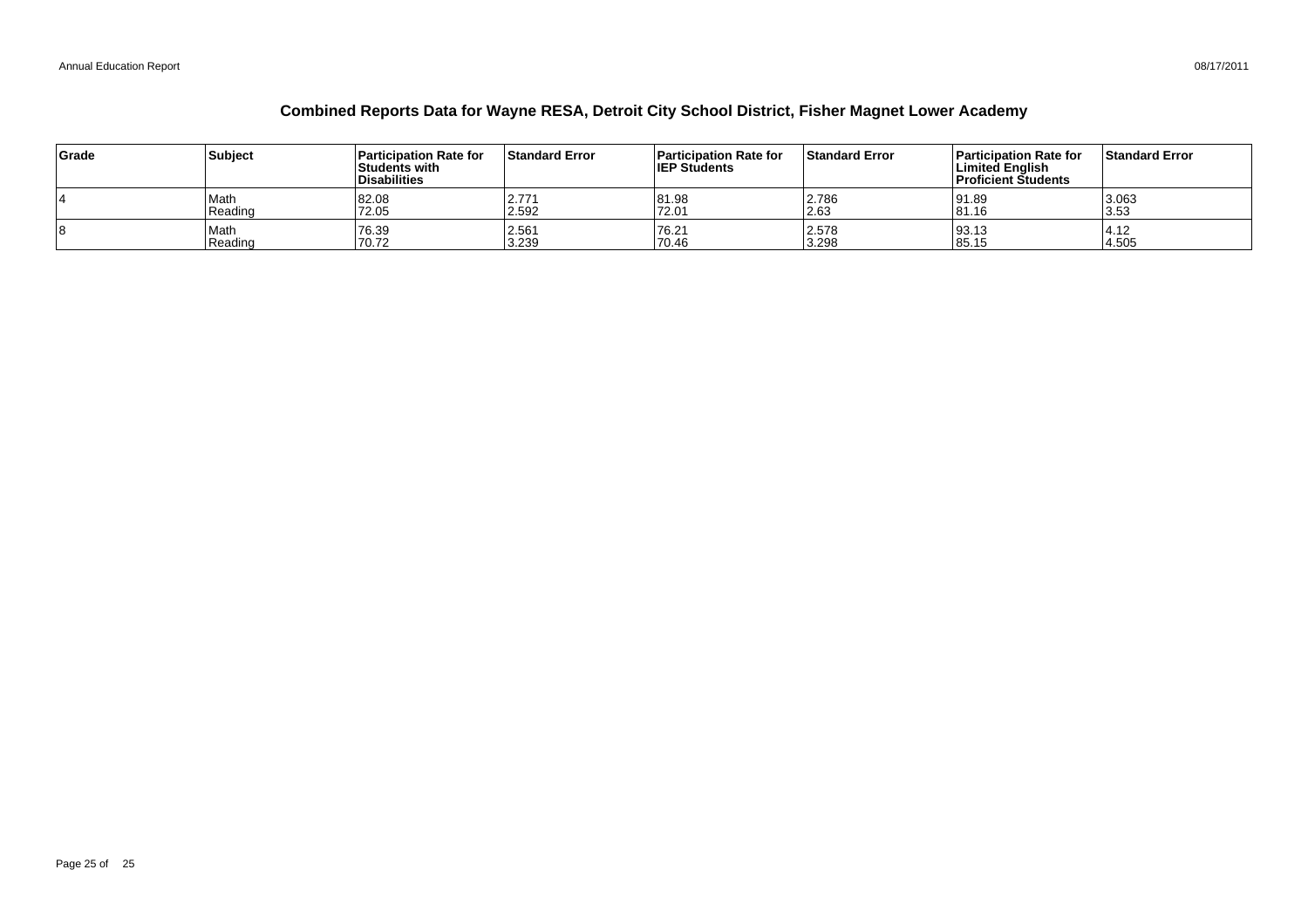# Combined Reports Data for Wayne RESA, Detroit City School District, Fisher Magnet Lower Academy

| Grade | Subject | Participation Rate for Students with Disabilities | Standard Error | Participation Rate for IEP Students | Standard Error | Participation Rate for Limited English Proficient Students | Standard Error |
|---|---|---|---|---|---|---|---|
| 4 | Math | 82.08 | 2.771 | 81.98 | 2.786 | 91.89 | 3.063 |
| | Reading | 72.05 | 2.592 | 72.01 | 2.63 | 81.16 | 3.53 |
| 8 | Math | 76.39 | 2.561 | 76.21 | 2.578 | 93.13 | 4.12 |
| | Reading | 70.72 | 3.239 | 70.46 | 3.298 | 85.15 | 4.505 |